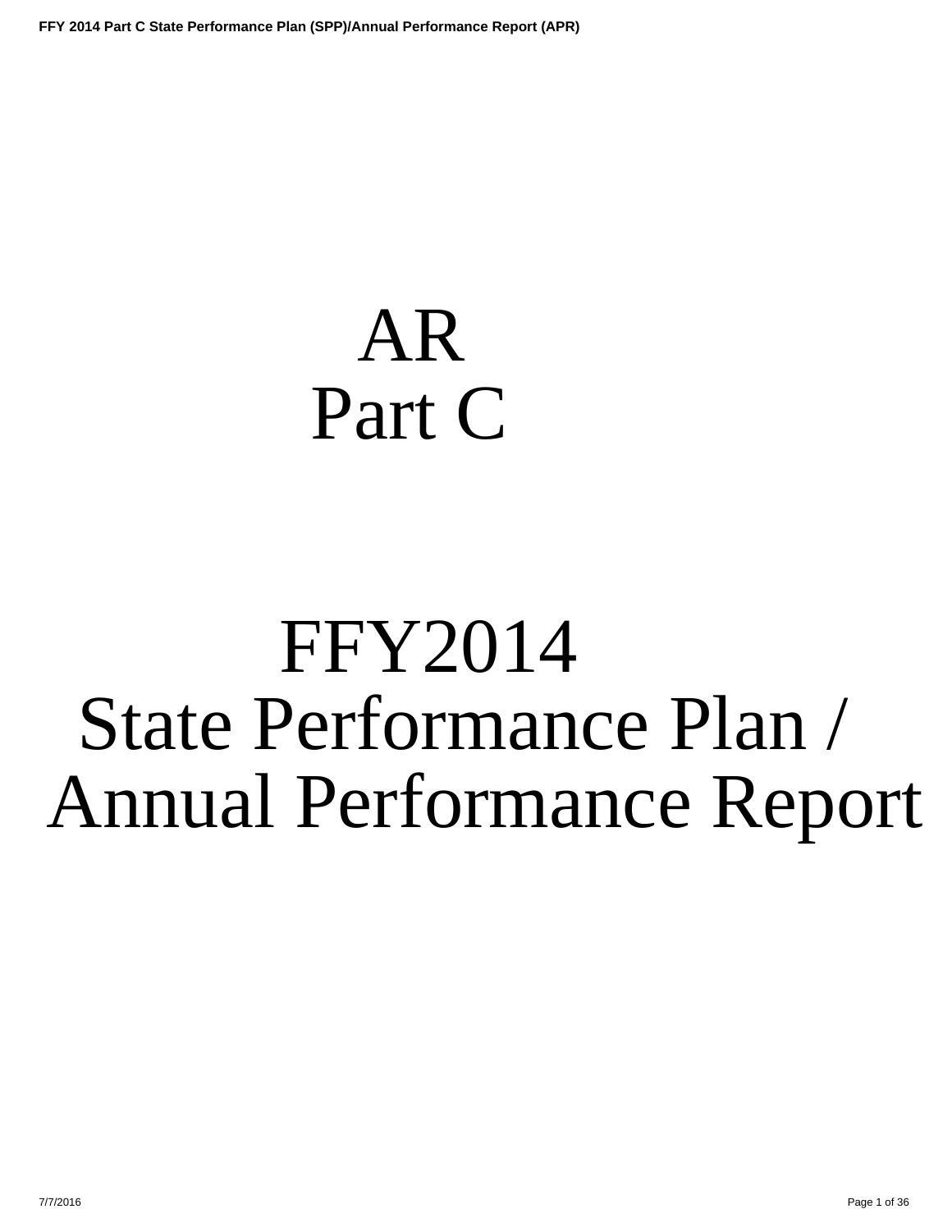# AR
# Part C

# FFY2014
# State Performance Plan / Annual Performance Report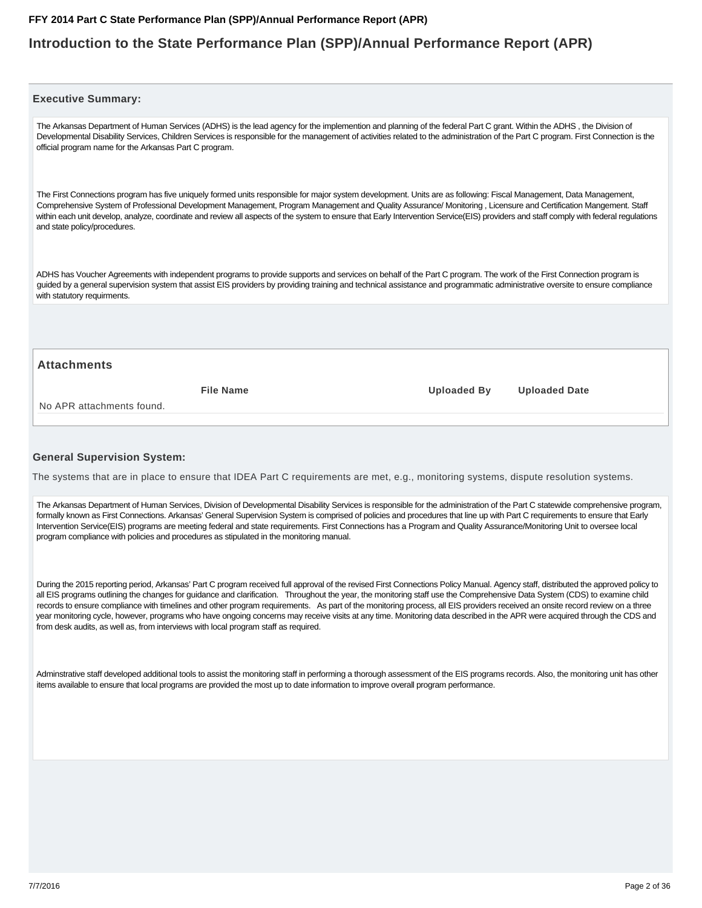## Introduction to the State Performance Plan (SPP)/Annual Performance Report (APR)

### Executive Summary:

The Arkansas Department of Human Services (ADHS) is the lead agency for the implemention and planning of the federal Part C grant. Within the ADHS , the Division of Developmental Disability Services, Children Services is responsible for the management of activities related to the administration of the Part C program. First Connection is the official program name for the Arkansas Part C program.

The First Connections program has five uniquely formed units responsible for major system development. Units are as following: Fiscal Management, Data Management, Comprehensive System of Professional Development Management, Program Management and Quality Assurance/ Monitoring , Licensure and Certification Mangement. Staff within each unit develop, analyze, coordinate and review all aspects of the system to ensure that Early Intervention Service(EIS) providers and staff comply with federal regulations and state policy/procedures.

ADHS has Voucher Agreements with independent programs to provide supports and services on behalf of the Part C program. The work of the First Connection program is guided by a general supervision system that assist EIS providers by providing training and technical assistance and programmatic administrative oversite to ensure compliance with statutory requirments.

### Attachments

| File Name | Uploaded By | Uploaded Date |
|---|---|---|
| No APR attachments found. | | |

### General Supervision System:

The systems that are in place to ensure that IDEA Part C requirements are met, e.g., monitoring systems, dispute resolution systems.

The Arkansas Department of Human Services, Division of Developmental Disability Services is responsible for the administration of the Part C statewide comprehensive program, formally known as First Connections. Arkansas' General Supervision System is comprised of policies and procedures that line up with Part C requirements to ensure that Early Intervention Service(EIS) programs are meeting federal and state requirements. First Connections has a Program and Quality Assurance/Monitoring Unit to oversee local program compliance with policies and procedures as stipulated in the monitoring manual.

During the 2015 reporting period, Arkansas' Part C program received full approval of the revised First Connections Policy Manual. Agency staff, distributed the approved policy to all EIS programs outlining the changes for guidance and clarification. Throughout the year, the monitoring staff use the Comprehensive Data System (CDS) to examine child records to ensure compliance with timelines and other program requirements. As part of the monitoring process, all EIS providers received an onsite record review on a three year monitoring cycle, however, programs who have ongoing concerns may receive visits at any time. Monitoring data described in the APR were acquired through the CDS and from desk audits, as well as, from interviews with local program staff as required.

Adminstrative staff developed additional tools to assist the monitoring staff in performing a thorough assessment of the EIS programs records. Also, the monitoring unit has other items available to ensure that local programs are provided the most up to date information to improve overall program performance.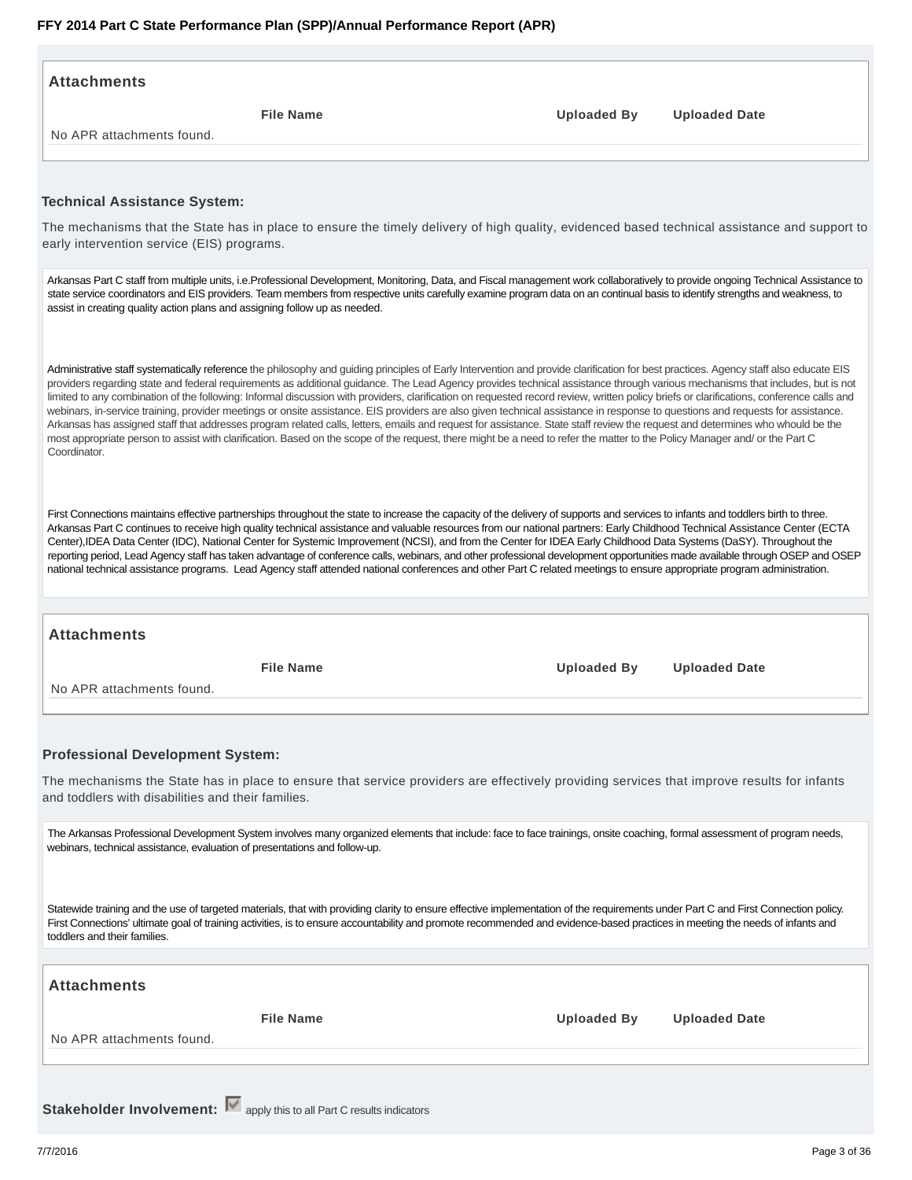### Attachments

| File Name | Uploaded By | Uploaded Date |
|---|---|---|
| No APR attachments found. | | |

### Technical Assistance System:

The mechanisms that the State has in place to ensure the timely delivery of high quality, evidenced based technical assistance and support to early intervention service (EIS) programs.

Arkansas Part C staff from multiple units, i.e.Professional Development, Monitoring, Data, and Fiscal management work collaboratively to provide ongoing Technical Assistance to state service coordinators and EIS providers. Team members from respective units carefully examine program data on an continual basis to identify strengths and weakness, to assist in creating quality action plans and assigning follow up as needed.

Administrative staff systematically reference the philosophy and guiding principles of Early Intervention and provide clarification for best practices. Agency staff also educate EIS providers regarding state and federal requirements as additional guidance. The Lead Agency provides technical assistance through various mechanisms that includes, but is not limited to any combination of the following: Informal discussion with providers, clarification on requested record review, written policy briefs or clarifications, conference calls and webinars, in-service training, provider meetings or onsite assistance. EIS providers are also given technical assistance in response to questions and requests for assistance. Arkansas has assigned staff that addresses program related calls, letters, emails and request for assistance. State staff review the request and determines who whould be the most appropriate person to assist with clarification. Based on the scope of the request, there might be a need to refer the matter to the Policy Manager and/ or the Part C Coordinator.

First Connections maintains effective partnerships throughout the state to increase the capacity of the delivery of supports and services to infants and toddlers birth to three. Arkansas Part C continues to receive high quality technical assistance and valuable resources from our national partners: Early Childhood Technical Assistance Center (ECTA Center),IDEA Data Center (IDC), National Center for Systemic Improvement (NCSI), and from the Center for IDEA Early Childhood Data Systems (DaSY). Throughout the reporting period, Lead Agency staff has taken advantage of conference calls, webinars, and other professional development opportunities made available through OSEP and OSEP national technical assistance programs. Lead Agency staff attended national conferences and other Part C related meetings to ensure appropriate program administration.

### Attachments

| File Name | Uploaded By | Uploaded Date |
|---|---|---|
| No APR attachments found. | | |

### Professional Development System:

The mechanisms the State has in place to ensure that service providers are effectively providing services that improve results for infants and toddlers with disabilities and their families.

The Arkansas Professional Development System involves many organized elements that include: face to face trainings, onsite coaching, formal assessment of program needs, webinars, technical assistance, evaluation of presentations and follow-up.

Statewide training and the use of targeted materials, that with providing clarity to ensure effective implementation of the requirements under Part C and First Connection policy. First Connections' ultimate goal of training activities, is to ensure accountability and promote recommended and evidence-based practices in meeting the needs of infants and toddlers and their families.

### Attachments

| File Name | Uploaded By | Uploaded Date |
|---|---|---|
| No APR attachments found. | | |

**Stakeholder Involvement:** ☑ apply this to all Part C results indicators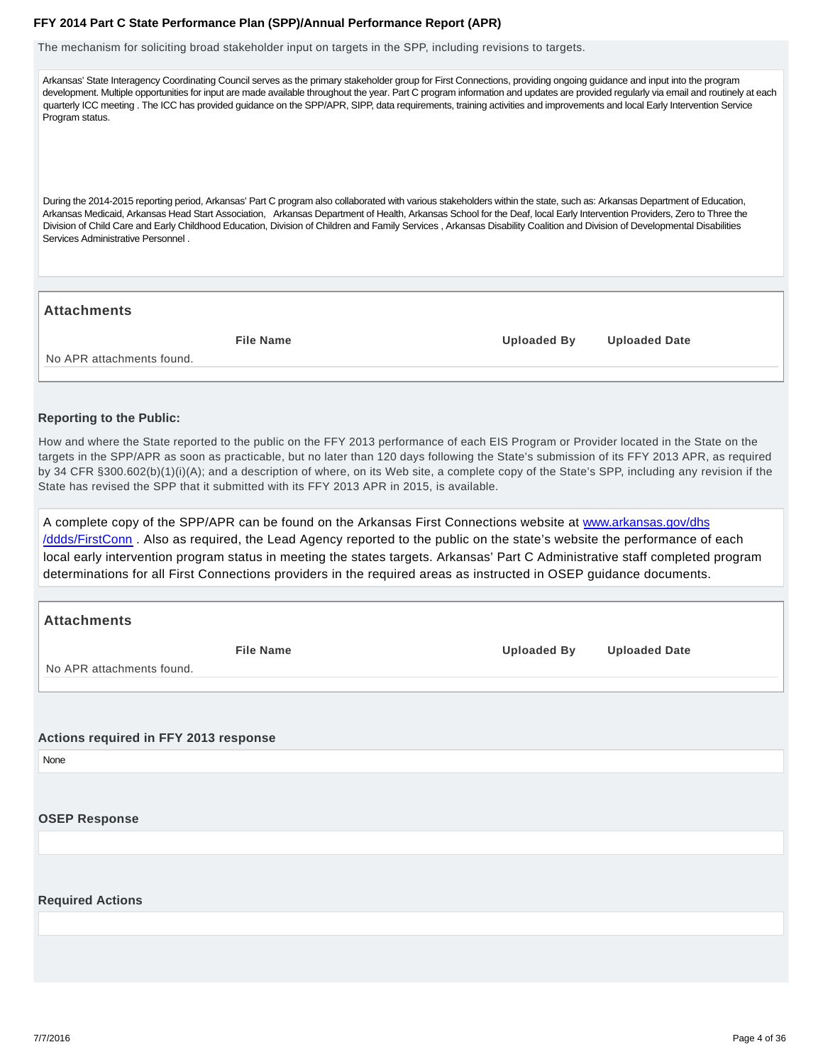The mechanism for soliciting broad stakeholder input on targets in the SPP, including revisions to targets.

Arkansas' State Interagency Coordinating Council serves as the primary stakeholder group for First Connections, providing ongoing guidance and input into the program development. Multiple opportunities for input are made available throughout the year. Part C program information and updates are provided regularly via email and routinely at each quarterly ICC meeting . The ICC has provided guidance on the SPP/APR, SIPP, data requirements, training activities and improvements and local Early Intervention Service Program status.

During the 2014-2015 reporting period, Arkansas' Part C program also collaborated with various stakeholders within the state, such as: Arkansas Department of Education, Arkansas Medicaid, Arkansas Head Start Association, Arkansas Department of Health, Arkansas School for the Deaf, local Early Intervention Providers, Zero to Three the Division of Child Care and Early Childhood Education, Division of Children and Family Services , Arkansas Disability Coalition and Division of Developmental Disabilities Services Administrative Personnel .

### Attachments

| File Name | Uploaded By | Uploaded Date |
|---|---|---|
| No APR attachments found. | | |

### Reporting to the Public:

How and where the State reported to the public on the FFY 2013 performance of each EIS Program or Provider located in the State on the targets in the SPP/APR as soon as practicable, but no later than 120 days following the State's submission of its FFY 2013 APR, as required by 34 CFR §300.602(b)(1)(i)(A); and a description of where, on its Web site, a complete copy of the State's SPP, including any revision if the State has revised the SPP that it submitted with its FFY 2013 APR in 2015, is available.

A complete copy of the SPP/APR can be found on the Arkansas First Connections website at www.arkansas.gov/dhs/ddds/FirstConn . Also as required, the Lead Agency reported to the public on the state's website the performance of each local early intervention program status in meeting the states targets. Arkansas' Part C Administrative staff completed program determinations for all First Connections providers in the required areas as instructed in OSEP guidance documents.

### Attachments

| File Name | Uploaded By | Uploaded Date |
|---|---|---|
| No APR attachments found. | | |

### Actions required in FFY 2013 response

None

### OSEP Response

### Required Actions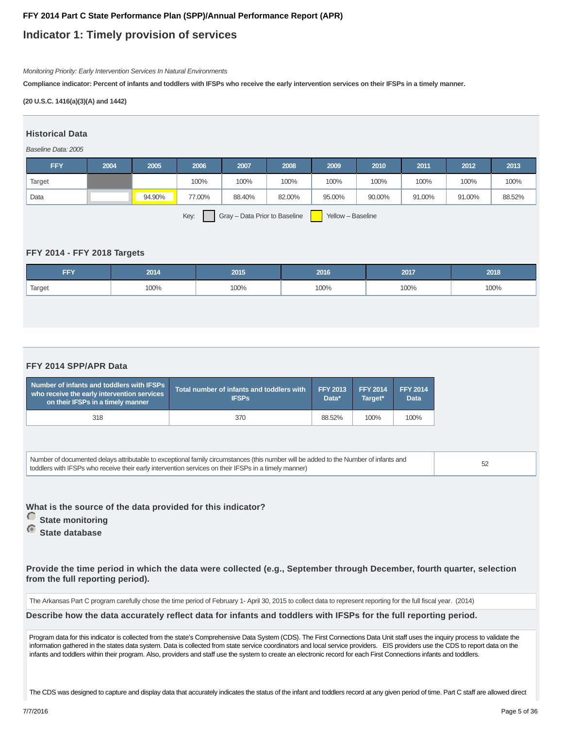**FFY 2014 Part C State Performance Plan (SPP)/Annual Performance Report (APR)**

# Indicator 1: Timely provision of services

*Monitoring Priority: Early Intervention Services In Natural Environments*

**Compliance indicator: Percent of infants and toddlers with IFSPs who receive the early intervention services on their IFSPs in a timely manner.**

**(20 U.S.C. 1416(a)(3)(A) and 1442)**

## Historical Data

*Baseline Data: 2005*

| FFY | 2004 | 2005 | 2006 | 2007 | 2008 | 2009 | 2010 | 2011 | 2012 | 2013 |
|---|---|---|---|---|---|---|---|---|---|---|
| Target | | | 100% | 100% | 100% | 100% | 100% | 100% | 100% | 100% |
| Data | | 94.90% | 77.00% | 88.40% | 82.00% | 95.00% | 90.00% | 91.00% | 91.00% | 88.52% |

Key: Gray – Data Prior to Baseline    Yellow – Baseline

## FFY 2014 - FFY 2018 Targets

| FFY | 2014 | 2015 | 2016 | 2017 | 2018 |
|---|---|---|---|---|---|
| Target | 100% | 100% | 100% | 100% | 100% |

## FFY 2014 SPP/APR Data

| Number of infants and toddlers with IFSPs who receive the early intervention services on their IFSPs in a timely manner | Total number of infants and toddlers with IFSPs | FFY 2013 Data* | FFY 2014 Target* | FFY 2014 Data |
|---|---|---|---|---|
| 318 | 370 | 88.52% | 100% | 100% |

| Number of documented delays attributable to exceptional family circumstances (this number will be added to the Number of infants and toddlers with IFSPs who receive their early intervention services on their IFSPs in a timely manner) | 52 |
|---|---|

**What is the source of the data provided for this indicator?**

- ○ State monitoring
- ● State database

**Provide the time period in which the data were collected (e.g., September through December, fourth quarter, selection from the full reporting period).**

The Arkansas Part C program carefully chose the time period of February 1- April 30, 2015 to collect data to represent reporting for the full fiscal year. (2014)

**Describe how the data accurately reflect data for infants and toddlers with IFSPs for the full reporting period.**

Program data for this indicator is collected from the state's Comprehensive Data System (CDS). The First Connections Data Unit staff uses the inquiry process to validate the information gathered in the states data system. Data is collected from state service coordinators and local service providers. EIS providers use the CDS to report data on the infants and toddlers within their program. Also, providers and staff use the system to create an electronic record for each First Connections infants and toddlers.

The CDS was designed to capture and display data that accurately indicates the status of the infant and toddlers record at any given period of time. Part C staff are allowed direct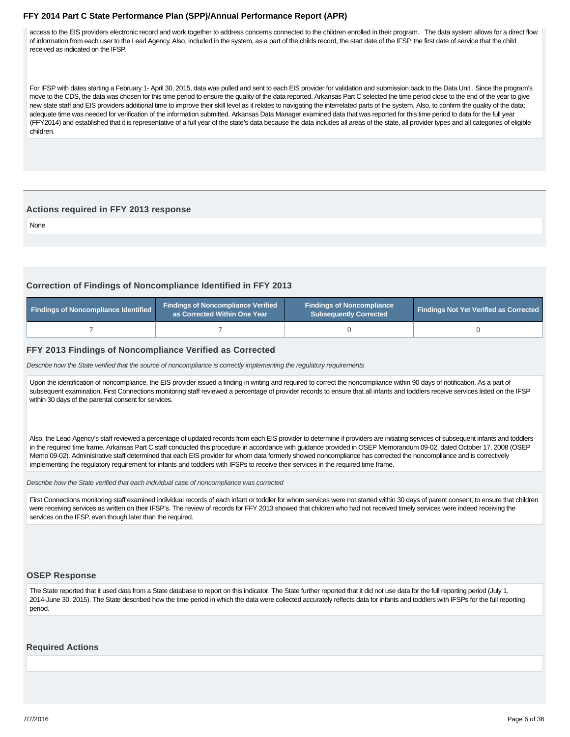access to the EIS providers electronic record and work together to address concerns connected to the children enrolled in their program. The data system allows for a direct flow of information from each user to the Lead Agency. Also, included in the system, as a part of the childs record, the start date of the IFSP, the first date of service that the child received as indicated on the IFSP.

For IFSP with dates starting a February 1- April 30, 2015, data was pulled and sent to each EIS provider for validation and submission back to the Data Unit . Since the program's move to the CDS, the data was chosen for this time period to ensure the quality of the data reported. Arkansas Part C selected the time period close to the end of the year to give new state staff and EIS providers additional time to improve their skill level as it relates to navigating the interrelated parts of the system. Also, to confirm the quality of the data; adequate time was needed for verification of the information submitted. Arkansas Data Manager examined data that was reported for this time period to data for the full year (FFY2014) and established that it is representative of a full year of the state's data because the data includes all areas of the state, all provider types and all categories of eligible children.

### Actions required in FFY 2013 response

None

### Correction of Findings of Noncompliance Identified in FFY 2013

| Findings of Noncompliance Identified | Findings of Noncompliance Verified as Corrected Within One Year | Findings of Noncompliance Subsequently Corrected | Findings Not Yet Verified as Corrected |
|---|---|---|---|
| 7 | 7 | 0 | 0 |

### FFY 2013 Findings of Noncompliance Verified as Corrected

*Describe how the State verified that the source of noncompliance is correctly implementing the regulatory requirements*

Upon the identification of noncompliance, the EIS provider issued a finding in writing and required to correct the noncompliance within 90 days of notification. As a part of subsequent examination, First Connections monitoring staff reviewed a percentage of provider records to ensure that all infants and toddlers receive services listed on the IFSP within 30 days of the parental consent for services.

Also, the Lead Agency's staff reviewed a percentage of updated records from each EIS provider to determine if providers are initiating services of subsequent infants and toddlers in the required time frame. Arkansas Part C staff conducted this procedure in accordance with guidance provided in OSEP Memorandum 09-02, dated October 17, 2008 (OSEP Memo 09-02). Administrative staff determined that each EIS provider for whom data formerly showed noncompliance has corrected the noncompliance and is correctively implementing the regulatory requirement for infants and toddlers with IFSPs to receive their services in the required time frame.

*Describe how the State verified that each individual case of noncompliance was corrected*

First Connections monitoring staff examined individual records of each infant or toddler for whom services were not started within 30 days of parent consent; to ensure that children were receiving services as written on their IFSP's. The review of records for FFY 2013 showed that children who had not received timely services were indeed receiving the services on the IFSP, even though later than the required.

### OSEP Response

The State reported that it used data from a State database to report on this indicator. The State further reported that it did not use data for the full reporting period (July 1, 2014-June 30, 2015). The State described how the time period in which the data were collected accurately reflects data for infants and toddlers with IFSPs for the full reporting period.

### Required Actions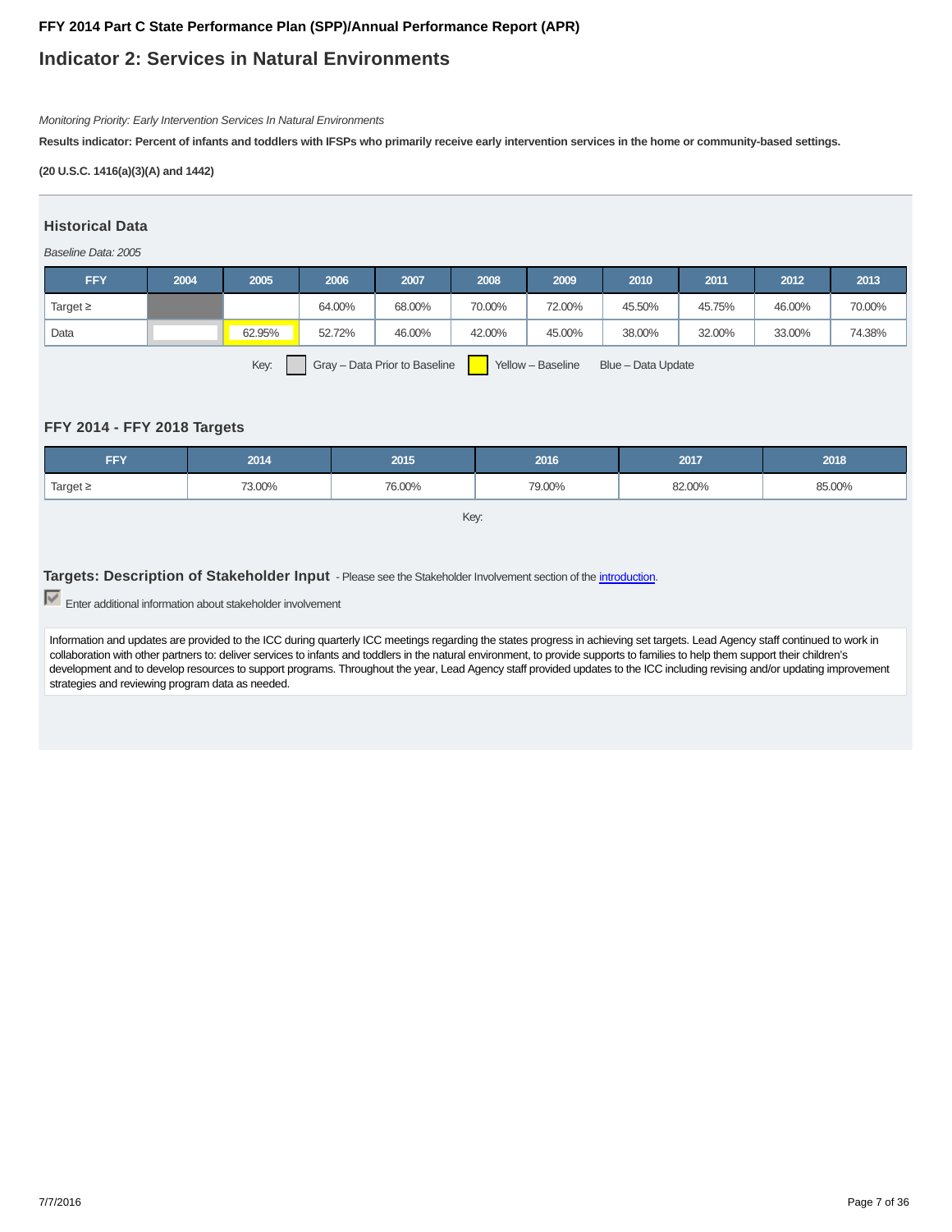**FFY 2014 Part C State Performance Plan (SPP)/Annual Performance Report (APR)**

# Indicator 2: Services in Natural Environments

*Monitoring Priority: Early Intervention Services In Natural Environments*

**Results indicator: Percent of infants and toddlers with IFSPs who primarily receive early intervention services in the home or community-based settings.**

**(20 U.S.C. 1416(a)(3)(A) and 1442)**

## Historical Data

*Baseline Data: 2005*

| FFY | 2004 | 2005 | 2006 | 2007 | 2008 | 2009 | 2010 | 2011 | 2012 | 2013 |
|---|---|---|---|---|---|---|---|---|---|---|
| Target ≥ | | | 64.00% | 68.00% | 70.00% | 72.00% | 45.50% | 45.75% | 46.00% | 70.00% |
| Data | | 62.95% | 52.72% | 46.00% | 42.00% | 45.00% | 38.00% | 32.00% | 33.00% | 74.38% |

Key: Gray – Data Prior to Baseline; Yellow – Baseline; Blue – Data Update

## FFY 2014 - FFY 2018 Targets

| FFY | 2014 | 2015 | 2016 | 2017 | 2018 |
|---|---|---|---|---|---|
| Target ≥ | 73.00% | 76.00% | 79.00% | 82.00% | 85.00% |

Key:

## Targets: Description of Stakeholder Input

- Please see the Stakeholder Involvement section of the introduction.

Enter additional information about stakeholder involvement

Information and updates are provided to the ICC during quarterly ICC meetings regarding the states progress in achieving set targets. Lead Agency staff continued to work in collaboration with other partners to: deliver services to infants and toddlers in the natural environment, to provide supports to families to help them support their children's development and to develop resources to support programs. Throughout the year, Lead Agency staff provided updates to the ICC including revising and/or updating improvement strategies and reviewing program data as needed.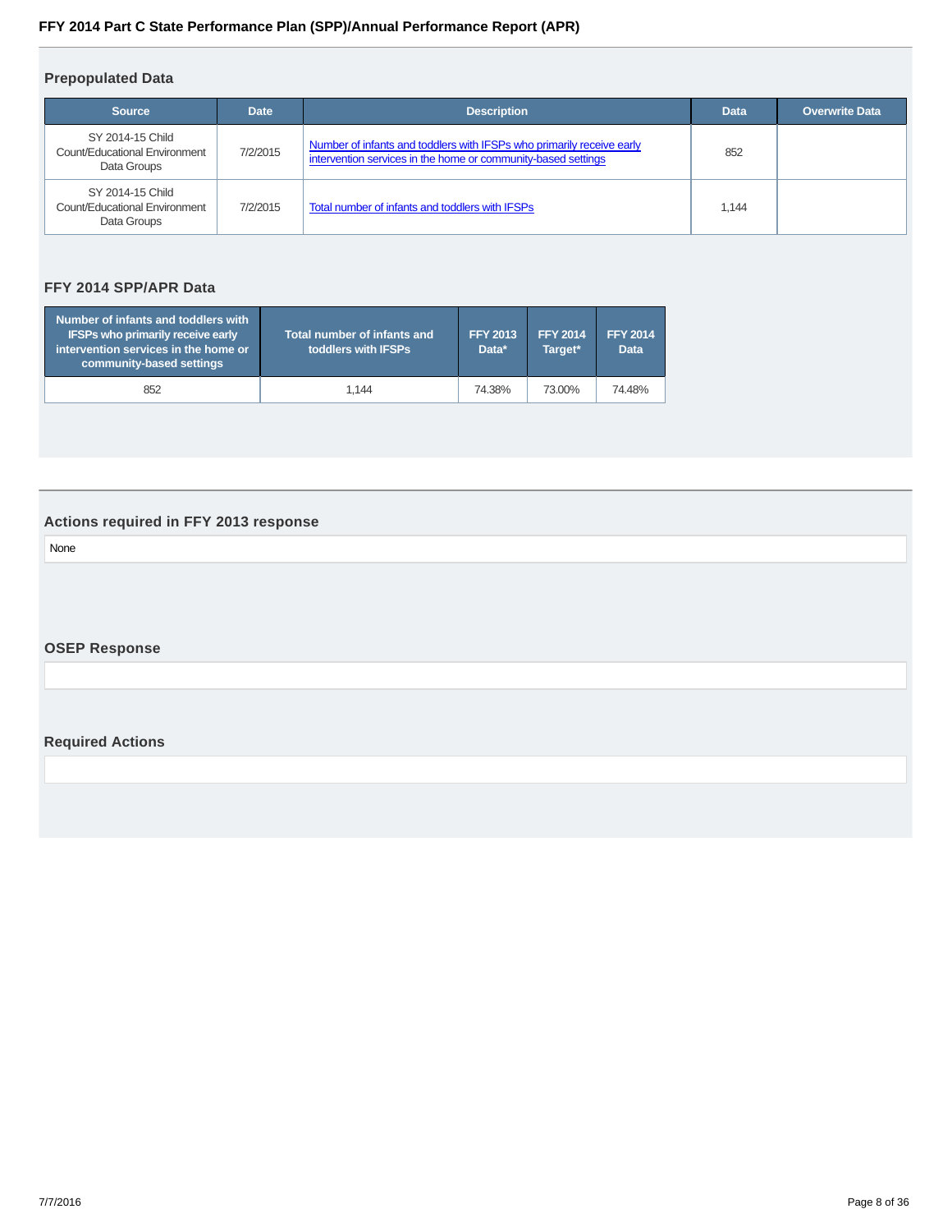## Prepopulated Data

| Source | Date | Description | Data | Overwrite Data |
|---|---|---|---|---|
| SY 2014-15 Child Count/Educational Environment Data Groups | 7/2/2015 | Number of infants and toddlers with IFSPs who primarily receive early intervention services in the home or community-based settings | 852 | |
| SY 2014-15 Child Count/Educational Environment Data Groups | 7/2/2015 | Total number of infants and toddlers with IFSPs | 1,144 | |

## FFY 2014 SPP/APR Data

| Number of infants and toddlers with IFSPs who primarily receive early intervention services in the home or community-based settings | Total number of infants and toddlers with IFSPs | FFY 2013 Data* | FFY 2014 Target* | FFY 2014 Data |
|---|---|---|---|---|
| 852 | 1,144 | 74.38% | 73.00% | 74.48% |

## Actions required in FFY 2013 response

None

## OSEP Response

## Required Actions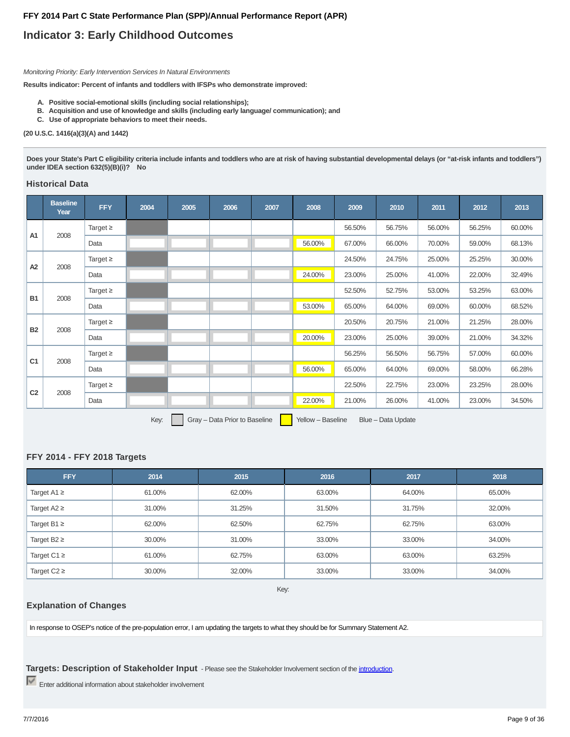## FFY 2014 Part C State Performance Plan (SPP)/Annual Performance Report (APR)

# Indicator 3: Early Childhood Outcomes

*Monitoring Priority: Early Intervention Services In Natural Environments*

**Results indicator: Percent of infants and toddlers with IFSPs who demonstrate improved:**

- **A. Positive social-emotional skills (including social relationships);**
- **B. Acquisition and use of knowledge and skills (including early language/ communication); and**
- **C. Use of appropriate behaviors to meet their needs.**

**(20 U.S.C. 1416(a)(3)(A) and 1442)**

**Does your State's Part C eligibility criteria include infants and toddlers who are at risk of having substantial developmental delays (or "at-risk infants and toddlers") under IDEA section 632(5)(B)(i)? No**

### Historical Data

| | Baseline Year | FFY | 2004 | 2005 | 2006 | 2007 | 2008 | 2009 | 2010 | 2011 | 2012 | 2013 |
|---|---|---|---|---|---|---|---|---|---|---|---|---|
| A1 | 2008 | Target ≥ | | | | | | 56.50% | 56.75% | 56.00% | 56.25% | 60.00% |
| | | Data | | | | | 56.00% | 67.00% | 66.00% | 70.00% | 59.00% | 68.13% |
| A2 | 2008 | Target ≥ | | | | | | 24.50% | 24.75% | 25.00% | 25.25% | 30.00% |
| | | Data | | | | | 24.00% | 23.00% | 25.00% | 41.00% | 22.00% | 32.49% |
| B1 | 2008 | Target ≥ | | | | | | 52.50% | 52.75% | 53.00% | 53.25% | 63.00% |
| | | Data | | | | | 53.00% | 65.00% | 64.00% | 69.00% | 60.00% | 68.52% |
| B2 | 2008 | Target ≥ | | | | | | 20.50% | 20.75% | 21.00% | 21.25% | 28.00% |
| | | Data | | | | | 20.00% | 23.00% | 25.00% | 39.00% | 21.00% | 34.32% |
| C1 | 2008 | Target ≥ | | | | | | 56.25% | 56.50% | 56.75% | 57.00% | 60.00% |
| | | Data | | | | | 56.00% | 65.00% | 64.00% | 69.00% | 58.00% | 66.28% |
| C2 | 2008 | Target ≥ | | | | | | 22.50% | 22.75% | 23.00% | 23.25% | 28.00% |
| | | Data | | | | | 22.00% | 21.00% | 26.00% | 41.00% | 23.00% | 34.50% |

Key: Gray – Data Prior to Baseline Yellow – Baseline Blue – Data Update

### FFY 2014 - FFY 2018 Targets

| FFY | 2014 | 2015 | 2016 | 2017 | 2018 |
|---|---|---|---|---|---|
| Target A1 ≥ | 61.00% | 62.00% | 63.00% | 64.00% | 65.00% |
| Target A2 ≥ | 31.00% | 31.25% | 31.50% | 31.75% | 32.00% |
| Target B1 ≥ | 62.00% | 62.50% | 62.75% | 62.75% | 63.00% |
| Target B2 ≥ | 30.00% | 31.00% | 33.00% | 33.00% | 34.00% |
| Target C1 ≥ | 61.00% | 62.75% | 63.00% | 63.00% | 63.25% |
| Target C2 ≥ | 30.00% | 32.00% | 33.00% | 33.00% | 34.00% |

Key:

### Explanation of Changes

In response to OSEP's notice of the pre-population error, I am updating the targets to what they should be for Summary Statement A2.

### Targets: Description of Stakeholder Input - Please see the Stakeholder Involvement section of the introduction.

☑ Enter additional information about stakeholder involvement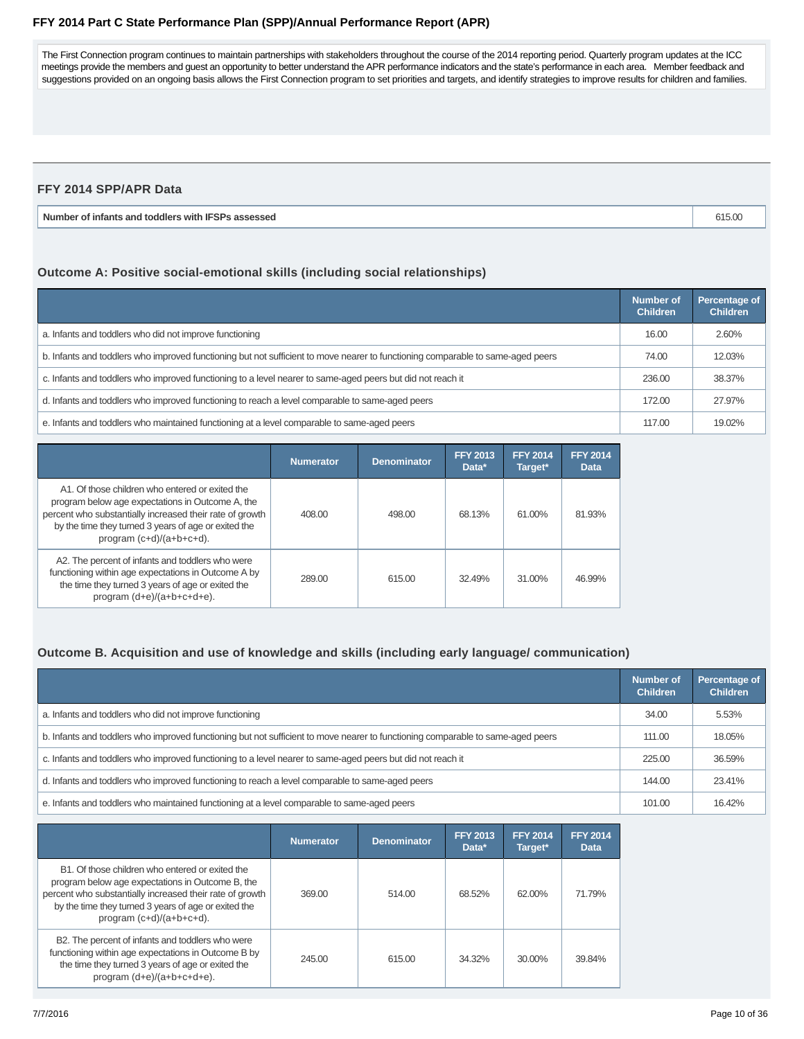The First Connection program continues to maintain partnerships with stakeholders throughout the course of the 2014 reporting period. Quarterly program updates at the ICC meetings provide the members and guest an opportunity to better understand the APR performance indicators and the state's performance in each area. Member feedback and suggestions provided on an ongoing basis allows the First Connection program to set priorities and targets, and identify strategies to improve results for children and families.

## FFY 2014 SPP/APR Data

| Number of infants and toddlers with IFSPs assessed | 615.00 |
| --- | --- |

### Outcome A: Positive social-emotional skills (including social relationships)

| | Number of Children | Percentage of Children |
| --- | --- | --- |
| a. Infants and toddlers who did not improve functioning | 16.00 | 2.60% |
| b. Infants and toddlers who improved functioning but not sufficient to move nearer to functioning comparable to same-aged peers | 74.00 | 12.03% |
| c. Infants and toddlers who improved functioning to a level nearer to same-aged peers but did not reach it | 236.00 | 38.37% |
| d. Infants and toddlers who improved functioning to reach a level comparable to same-aged peers | 172.00 | 27.97% |
| e. Infants and toddlers who maintained functioning at a level comparable to same-aged peers | 117.00 | 19.02% |

| | Numerator | Denominator | FFY 2013 Data* | FFY 2014 Target* | FFY 2014 Data |
| --- | --- | --- | --- | --- | --- |
| A1. Of those children who entered or exited the program below age expectations in Outcome A, the percent who substantially increased their rate of growth by the time they turned 3 years of age or exited the program (c+d)/(a+b+c+d). | 408.00 | 498.00 | 68.13% | 61.00% | 81.93% |
| A2. The percent of infants and toddlers who were functioning within age expectations in Outcome A by the time they turned 3 years of age or exited the program (d+e)/(a+b+c+d+e). | 289.00 | 615.00 | 32.49% | 31.00% | 46.99% |

### Outcome B. Acquisition and use of knowledge and skills (including early language/ communication)

| | Number of Children | Percentage of Children |
| --- | --- | --- |
| a. Infants and toddlers who did not improve functioning | 34.00 | 5.53% |
| b. Infants and toddlers who improved functioning but not sufficient to move nearer to functioning comparable to same-aged peers | 111.00 | 18.05% |
| c. Infants and toddlers who improved functioning to a level nearer to same-aged peers but did not reach it | 225.00 | 36.59% |
| d. Infants and toddlers who improved functioning to reach a level comparable to same-aged peers | 144.00 | 23.41% |
| e. Infants and toddlers who maintained functioning at a level comparable to same-aged peers | 101.00 | 16.42% |

| | Numerator | Denominator | FFY 2013 Data* | FFY 2014 Target* | FFY 2014 Data |
| --- | --- | --- | --- | --- | --- |
| B1. Of those children who entered or exited the program below age expectations in Outcome B, the percent who substantially increased their rate of growth by the time they turned 3 years of age or exited the program (c+d)/(a+b+c+d). | 369.00 | 514.00 | 68.52% | 62.00% | 71.79% |
| B2. The percent of infants and toddlers who were functioning within age expectations in Outcome B by the time they turned 3 years of age or exited the program (d+e)/(a+b+c+d+e). | 245.00 | 615.00 | 34.32% | 30.00% | 39.84% |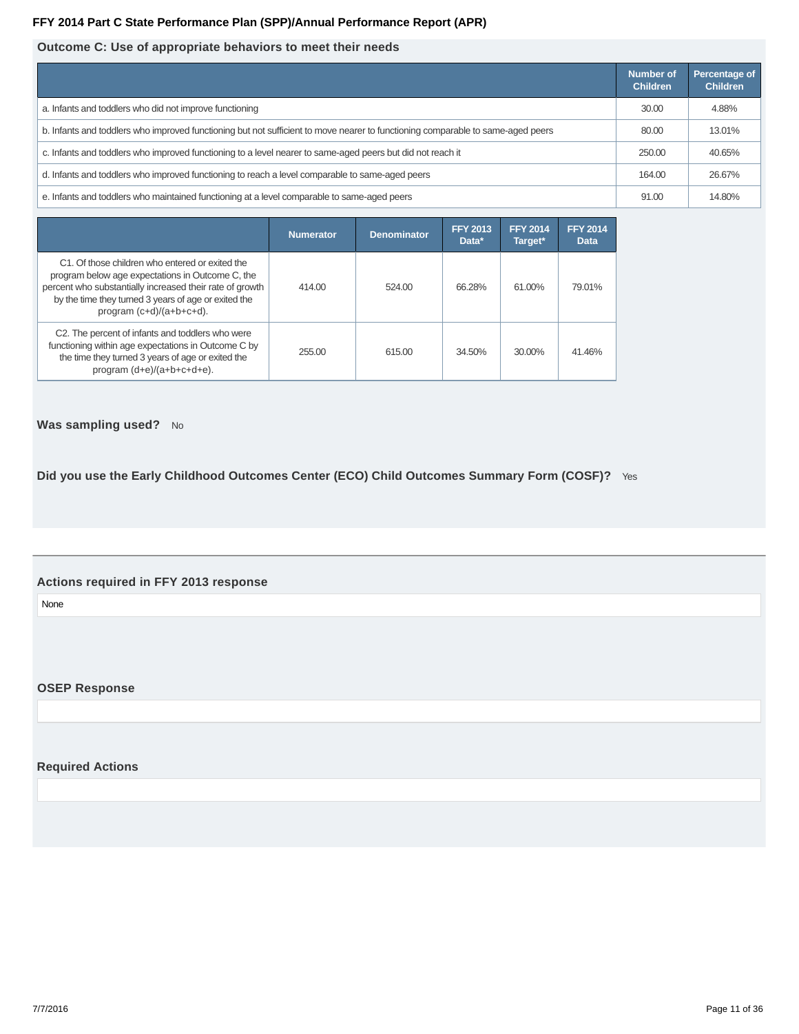FFY 2014 Part C State Performance Plan (SPP)/Annual Performance Report (APR)

## Outcome C: Use of appropriate behaviors to meet their needs

| | Number of Children | Percentage of Children |
|---|---|---|
| a. Infants and toddlers who did not improve functioning | 30.00 | 4.88% |
| b. Infants and toddlers who improved functioning but not sufficient to move nearer to functioning comparable to same-aged peers | 80.00 | 13.01% |
| c. Infants and toddlers who improved functioning to a level nearer to same-aged peers but did not reach it | 250.00 | 40.65% |
| d. Infants and toddlers who improved functioning to reach a level comparable to same-aged peers | 164.00 | 26.67% |
| e. Infants and toddlers who maintained functioning at a level comparable to same-aged peers | 91.00 | 14.80% |

| | Numerator | Denominator | FFY 2013 Data* | FFY 2014 Target* | FFY 2014 Data |
|---|---|---|---|---|---|
| C1. Of those children who entered or exited the program below age expectations in Outcome C, the percent who substantially increased their rate of growth by the time they turned 3 years of age or exited the program (c+d)/(a+b+c+d). | 414.00 | 524.00 | 66.28% | 61.00% | 79.01% |
| C2. The percent of infants and toddlers who were functioning within age expectations in Outcome C by the time they turned 3 years of age or exited the program (d+e)/(a+b+c+d+e). | 255.00 | 615.00 | 34.50% | 30.00% | 41.46% |

**Was sampling used?** No

**Did you use the Early Childhood Outcomes Center (ECO) Child Outcomes Summary Form (COSF)?** Yes

### Actions required in FFY 2013 response

None

### OSEP Response

### Required Actions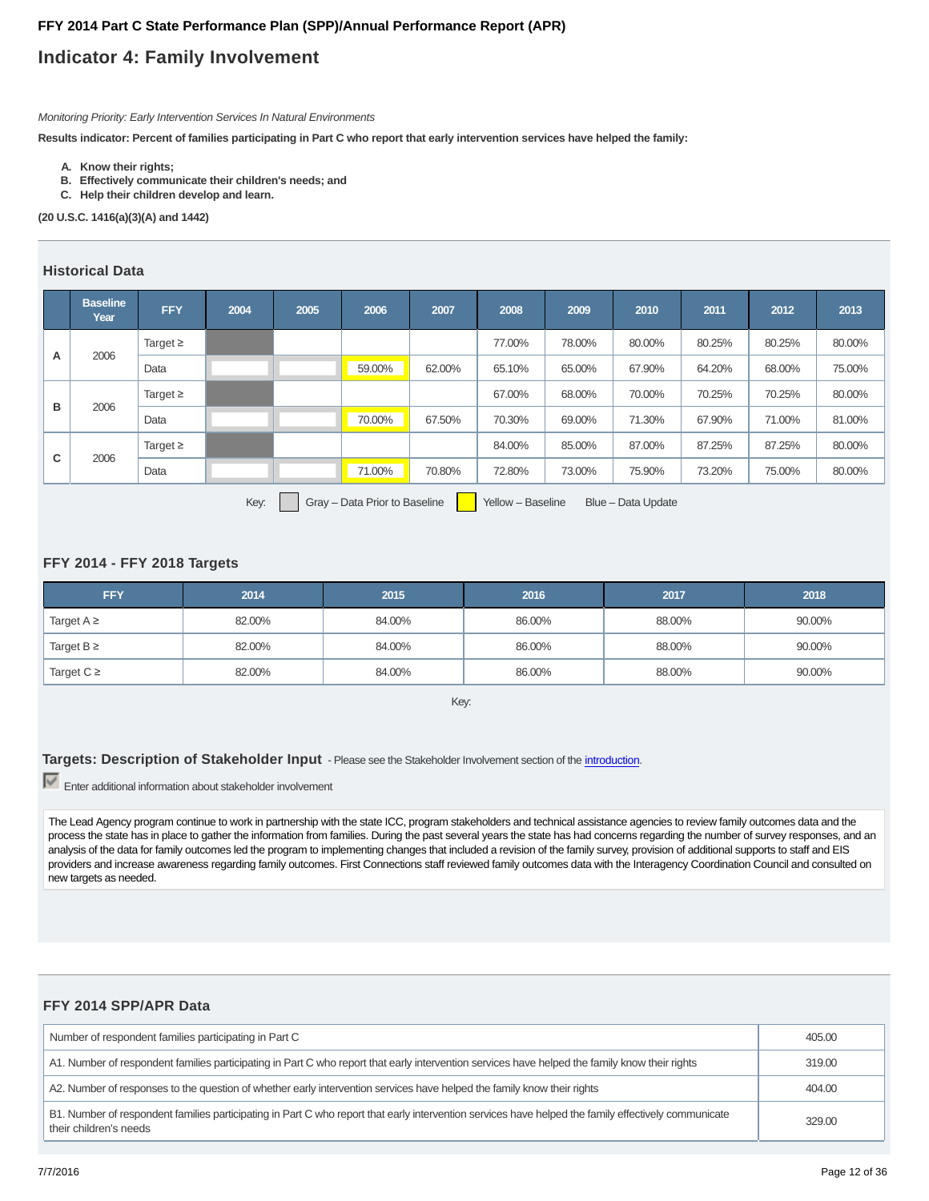FFY 2014 Part C State Performance Plan (SPP)/Annual Performance Report (APR)

# Indicator 4: Family Involvement

*Monitoring Priority: Early Intervention Services In Natural Environments*

**Results indicator: Percent of families participating in Part C who report that early intervention services have helped the family:**

- **A. Know their rights;**
- **B. Effectively communicate their children's needs; and**
- **C. Help their children develop and learn.**

**(20 U.S.C. 1416(a)(3)(A) and 1442)**

### Historical Data

| | Baseline Year | FFY | 2004 | 2005 | 2006 | 2007 | 2008 | 2009 | 2010 | 2011 | 2012 | 2013 |
|---|---|---|---|---|---|---|---|---|---|---|---|---|
| A | 2006 | Target ≥ | | | | | 77.00% | 78.00% | 80.00% | 80.25% | 80.25% | 80.00% |
| | | Data | | | 59.00% | 62.00% | 65.10% | 65.00% | 67.90% | 64.20% | 68.00% | 75.00% |
| B | 2006 | Target ≥ | | | | | 67.00% | 68.00% | 70.00% | 70.25% | 70.25% | 80.00% |
| | | Data | | | 70.00% | 67.50% | 70.30% | 69.00% | 71.30% | 67.90% | 71.00% | 81.00% |
| C | 2006 | Target ≥ | | | | | 84.00% | 85.00% | 87.00% | 87.25% | 87.25% | 80.00% |
| | | Data | | | 71.00% | 70.80% | 72.80% | 73.00% | 75.90% | 73.20% | 75.00% | 80.00% |

Key: Gray – Data Prior to Baseline Yellow – Baseline Blue – Data Update

### FFY 2014 - FFY 2018 Targets

| FFY | 2014 | 2015 | 2016 | 2017 | 2018 |
|---|---|---|---|---|---|
| Target A ≥ | 82.00% | 84.00% | 86.00% | 88.00% | 90.00% |
| Target B ≥ | 82.00% | 84.00% | 86.00% | 88.00% | 90.00% |
| Target C ≥ | 82.00% | 84.00% | 86.00% | 88.00% | 90.00% |

Key:

### Targets: Description of Stakeholder Input - Please see the Stakeholder Involvement section of the introduction.

☑ Enter additional information about stakeholder involvement

The Lead Agency program continue to work in partnership with the state ICC, program stakeholders and technical assistance agencies to review family outcomes data and the process the state has in place to gather the information from families. During the past several years the state has had concerns regarding the number of survey responses, and an analysis of the data for family outcomes led the program to implementing changes that included a revision of the family survey, provision of additional supports to staff and EIS providers and increase awareness regarding family outcomes. First Connections staff reviewed family outcomes data with the Interagency Coordination Council and consulted on new targets as needed.

### FFY 2014 SPP/APR Data

| | |
|---|---|
| Number of respondent families participating in Part C | 405.00 |
| A1. Number of respondent families participating in Part C who report that early intervention services have helped the family know their rights | 319.00 |
| A2. Number of responses to the question of whether early intervention services have helped the family know their rights | 404.00 |
| B1. Number of respondent families participating in Part C who report that early intervention services have helped the family effectively communicate their children's needs | 329.00 |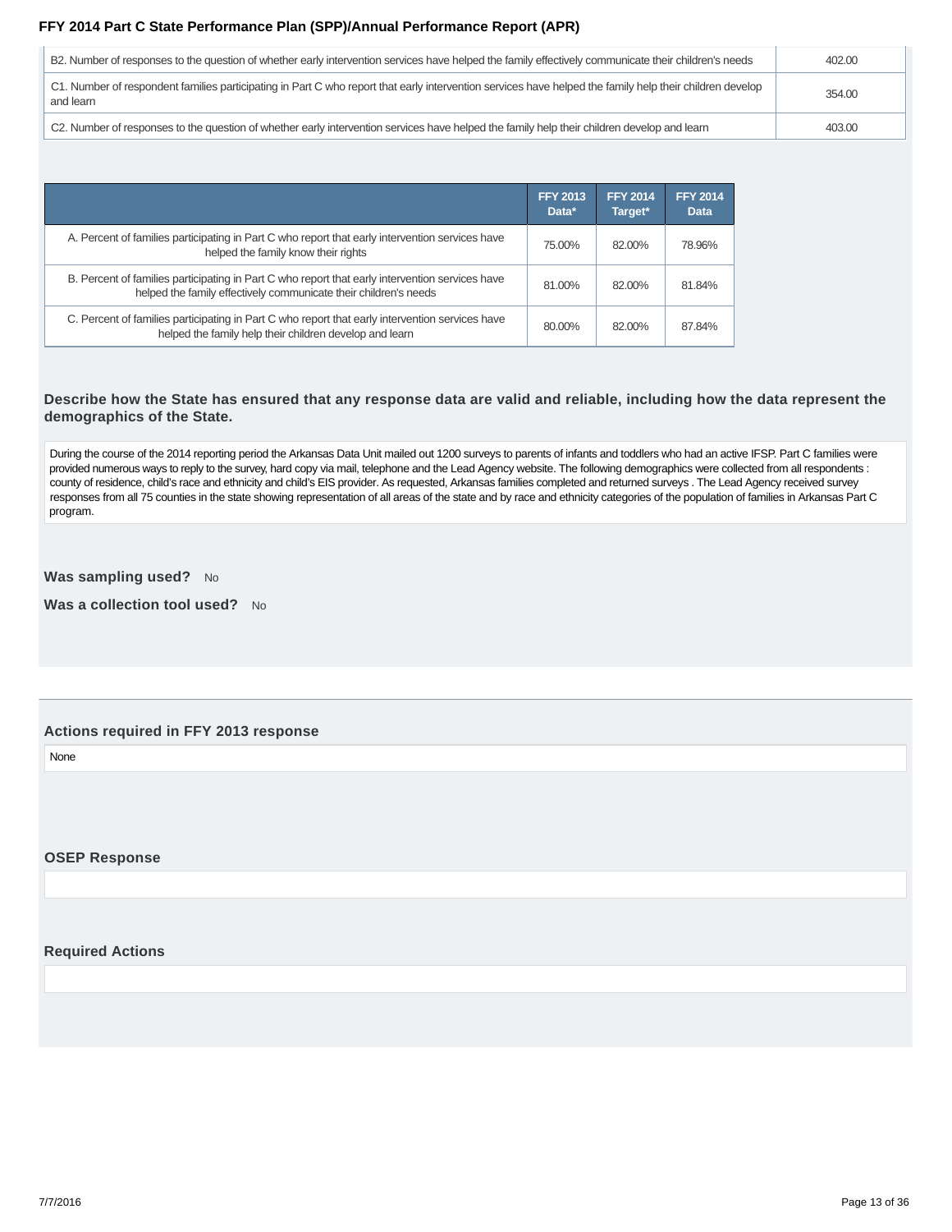| | |
|---|---|
| B2. Number of responses to the question of whether early intervention services have helped the family effectively communicate their children's needs | 402.00 |
| C1. Number of respondent families participating in Part C who report that early intervention services have helped the family help their children develop and learn | 354.00 |
| C2. Number of responses to the question of whether early intervention services have helped the family help their children develop and learn | 403.00 |

| | FFY 2013 Data* | FFY 2014 Target* | FFY 2014 Data |
|---|---|---|---|
| A. Percent of families participating in Part C who report that early intervention services have helped the family know their rights | 75.00% | 82.00% | 78.96% |
| B. Percent of families participating in Part C who report that early intervention services have helped the family effectively communicate their children's needs | 81.00% | 82.00% | 81.84% |
| C. Percent of families participating in Part C who report that early intervention services have helped the family help their children develop and learn | 80.00% | 82.00% | 87.84% |

### Describe how the State has ensured that any response data are valid and reliable, including how the data represent the demographics of the State.

During the course of the 2014 reporting period the Arkansas Data Unit mailed out 1200 surveys to parents of infants and toddlers who had an active IFSP. Part C families were provided numerous ways to reply to the survey, hard copy via mail, telephone and the Lead Agency website. The following demographics were collected from all respondents : county of residence, child's race and ethnicity and child's EIS provider. As requested, Arkansas families completed and returned surveys . The Lead Agency received survey responses from all 75 counties in the state showing representation of all areas of the state and by race and ethnicity categories of the population of families in Arkansas Part C program.

**Was sampling used?** No

**Was a collection tool used?** No

### Actions required in FFY 2013 response

None

### OSEP Response

### Required Actions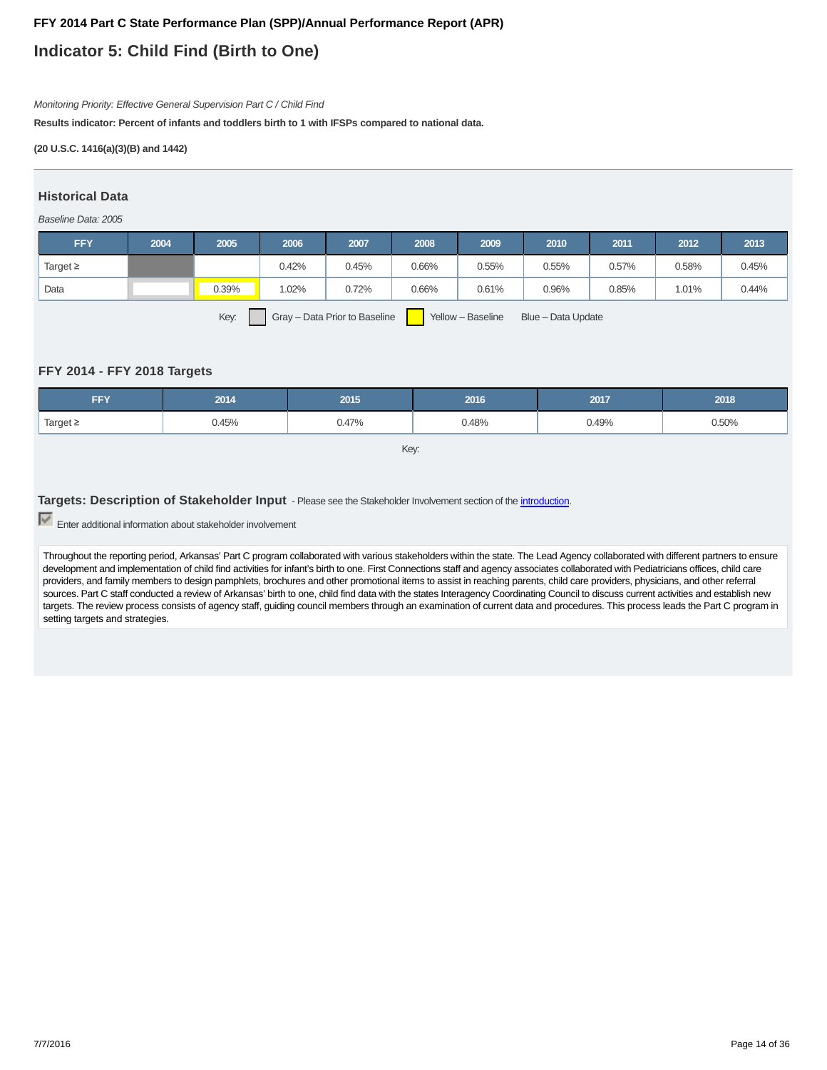**FFY 2014 Part C State Performance Plan (SPP)/Annual Performance Report (APR)**

# Indicator 5: Child Find (Birth to One)

*Monitoring Priority: Effective General Supervision Part C / Child Find*

**Results indicator: Percent of infants and toddlers birth to 1 with IFSPs compared to national data.**

**(20 U.S.C. 1416(a)(3)(B) and 1442)**

## Historical Data

*Baseline Data: 2005*

| FFY | 2004 | 2005 | 2006 | 2007 | 2008 | 2009 | 2010 | 2011 | 2012 | 2013 |
|---|---|---|---|---|---|---|---|---|---|---|
| Target ≥ | | | 0.42% | 0.45% | 0.66% | 0.55% | 0.55% | 0.57% | 0.58% | 0.45% |
| Data | | 0.39% | 1.02% | 0.72% | 0.66% | 0.61% | 0.96% | 0.85% | 1.01% | 0.44% |

Key: Gray – Data Prior to Baseline   Yellow – Baseline   Blue – Data Update

## FFY 2014 - FFY 2018 Targets

| FFY | 2014 | 2015 | 2016 | 2017 | 2018 |
|---|---|---|---|---|---|
| Target ≥ | 0.45% | 0.47% | 0.48% | 0.49% | 0.50% |

Key:

## Targets: Description of Stakeholder Input - Please see the Stakeholder Involvement section of the introduction.

☑ Enter additional information about stakeholder involvement

Throughout the reporting period, Arkansas' Part C program collaborated with various stakeholders within the state. The Lead Agency collaborated with different partners to ensure development and implementation of child find activities for infant's birth to one. First Connections staff and agency associates collaborated with Pediatricians offices, child care providers, and family members to design pamphlets, brochures and other promotional items to assist in reaching parents, child care providers, physicians, and other referral sources. Part C staff conducted a review of Arkansas' birth to one, child find data with the states Interagency Coordinating Council to discuss current activities and establish new targets. The review process consists of agency staff, guiding council members through an examination of current data and procedures. This process leads the Part C program in setting targets and strategies.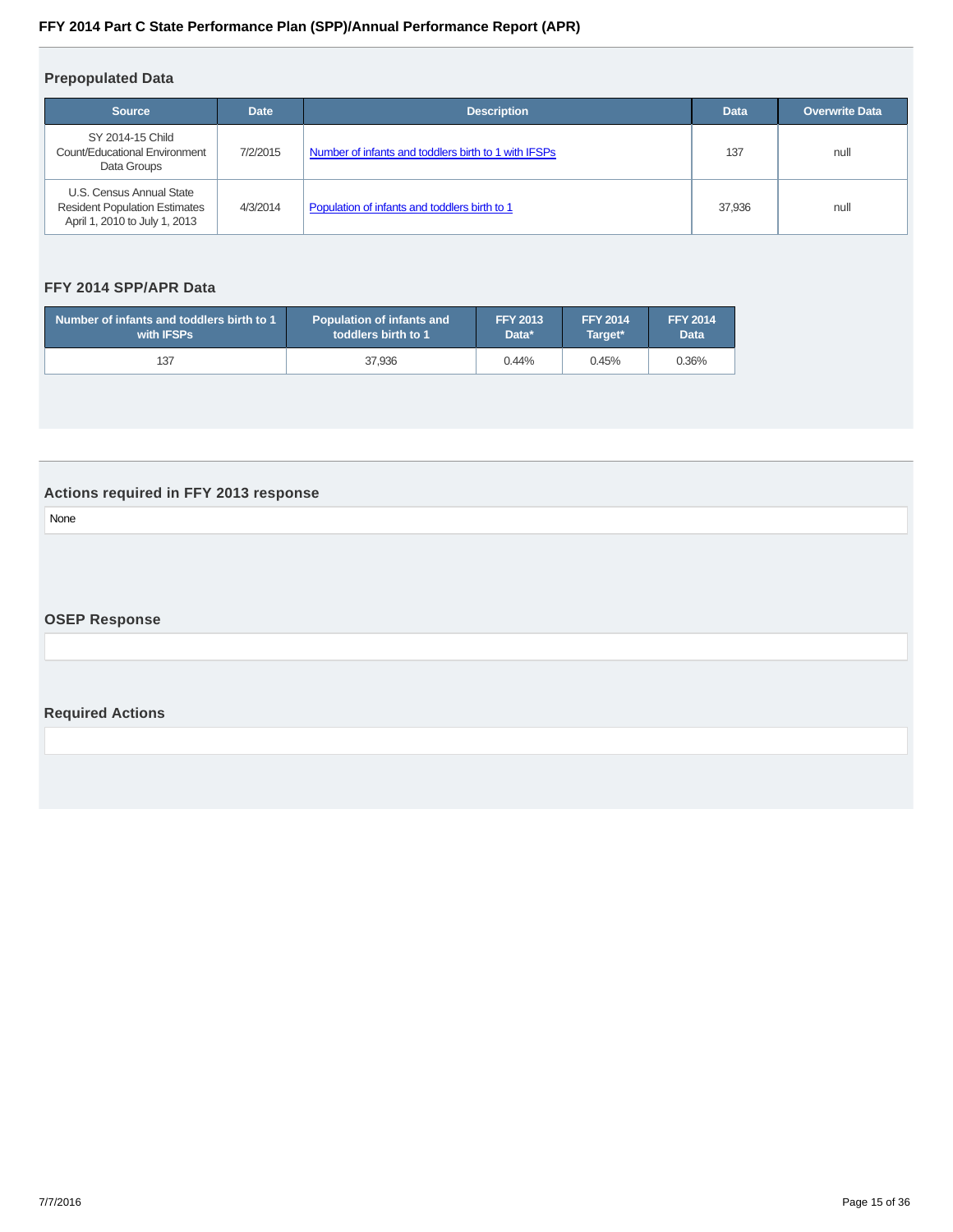### Prepopulated Data

| Source | Date | Description | Data | Overwrite Data |
|---|---|---|---|---|
| SY 2014-15 Child Count/Educational Environment Data Groups | 7/2/2015 | Number of infants and toddlers birth to 1 with IFSPs | 137 | null |
| U.S. Census Annual State Resident Population Estimates April 1, 2010 to July 1, 2013 | 4/3/2014 | Population of infants and toddlers birth to 1 | 37,936 | null |

### FFY 2014 SPP/APR Data

| Number of infants and toddlers birth to 1 with IFSPs | Population of infants and toddlers birth to 1 | FFY 2013 Data* | FFY 2014 Target* | FFY 2014 Data |
|---|---|---|---|---|
| 137 | 37,936 | 0.44% | 0.45% | 0.36% |

### Actions required in FFY 2013 response

None

### OSEP Response

### Required Actions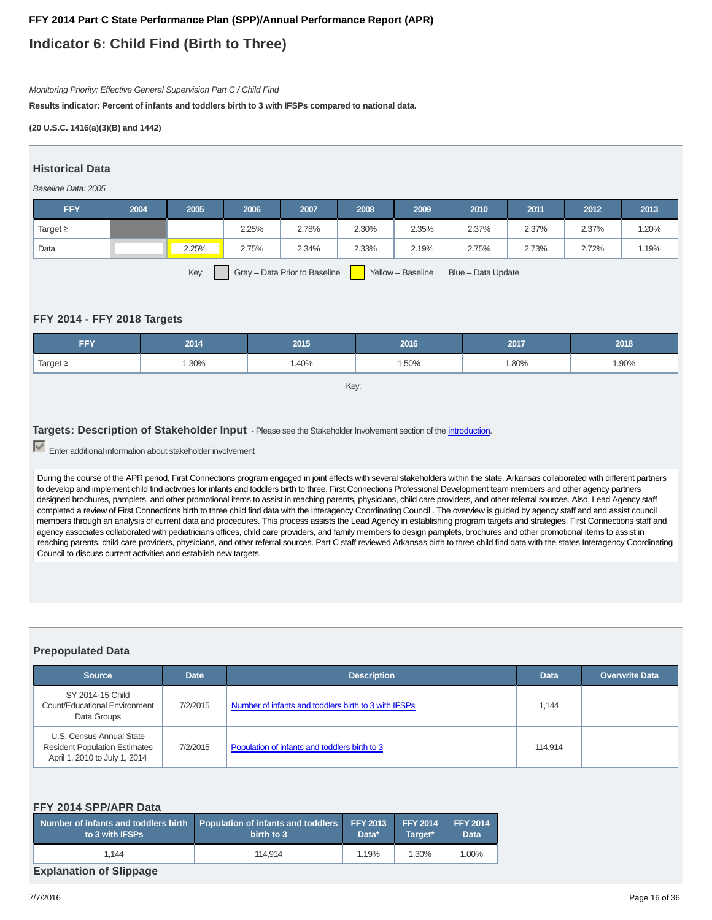**FFY 2014 Part C State Performance Plan (SPP)/Annual Performance Report (APR)**

# Indicator 6: Child Find (Birth to Three)

*Monitoring Priority: Effective General Supervision Part C / Child Find*

**Results indicator: Percent of infants and toddlers birth to 3 with IFSPs compared to national data.**

**(20 U.S.C. 1416(a)(3)(B) and 1442)**

## Historical Data

*Baseline Data: 2005*

| FFY | 2004 | 2005 | 2006 | 2007 | 2008 | 2009 | 2010 | 2011 | 2012 | 2013 |
|---|---|---|---|---|---|---|---|---|---|---|
| Target ≥ | | | 2.25% | 2.78% | 2.30% | 2.35% | 2.37% | 2.37% | 2.37% | 1.20% |
| Data | | 2.25% | 2.75% | 2.34% | 2.33% | 2.19% | 2.75% | 2.73% | 2.72% | 1.19% |

Key: Gray – Data Prior to Baseline  Yellow – Baseline  Blue – Data Update

## FFY 2014 - FFY 2018 Targets

| FFY | 2014 | 2015 | 2016 | 2017 | 2018 |
|---|---|---|---|---|---|
| Target ≥ | 1.30% | 1.40% | 1.50% | 1.80% | 1.90% |

Key:

## Targets: Description of Stakeholder Input

- Please see the Stakeholder Involvement section of the introduction.

Enter additional information about stakeholder involvement

During the course of the APR period, First Connections program engaged in joint effects with several stakeholders within the state. Arkansas collaborated with different partners to develop and implement child find activities for infants and toddlers birth to three. First Connections Professional Development team members and other agency partners designed brochures, pamplets, and other promotional items to assist in reaching parents, physicians, child care providers, and other referral sources. Also, Lead Agency staff completed a review of First Connections birth to three child find data with the Interagency Coordinating Council . The overview is guided by agency staff and and assist council members through an analysis of current data and procedures. This process assists the Lead Agency in establishing program targets and strategies. First Connections staff and agency associates collaborated with pediatricians offices, child care providers, and family members to design pamplets, brochures and other promotional items to assist in reaching parents, child care providers, physicians, and other referral sources. Part C staff reviewed Arkansas birth to three child find data with the states Interagency Coordinating Council to discuss current activities and establish new targets.

## Prepopulated Data

| Source | Date | Description | Data | Overwrite Data |
|---|---|---|---|---|
| SY 2014-15 Child Count/Educational Environment Data Groups | 7/2/2015 | Number of infants and toddlers birth to 3 with IFSPs | 1,144 | |
| U.S. Census Annual State Resident Population Estimates April 1, 2010 to July 1, 2014 | 7/2/2015 | Population of infants and toddlers birth to 3 | 114,914 | |

## FFY 2014 SPP/APR Data

| Number of infants and toddlers birth to 3 with IFSPs | Population of infants and toddlers birth to 3 | FFY 2013 Data* | FFY 2014 Target* | FFY 2014 Data |
|---|---|---|---|---|
| 1,144 | 114,914 | 1.19% | 1.30% | 1.00% |

## Explanation of Slippage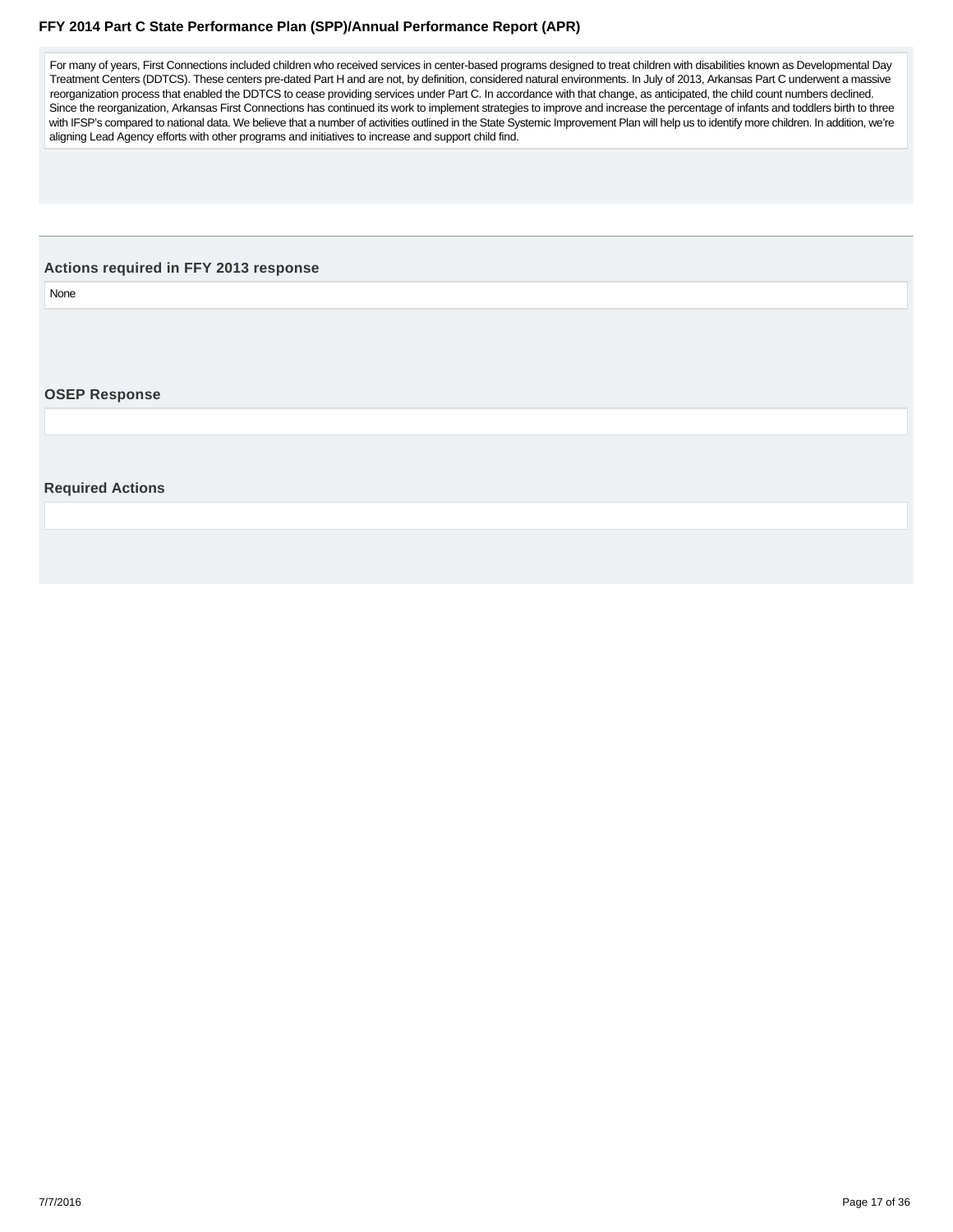For many of years, First Connections included children who received services in center-based programs designed to treat children with disabilities known as Developmental Day Treatment Centers (DDTCS). These centers pre-dated Part H and are not, by definition, considered natural environments. In July of 2013, Arkansas Part C underwent a massive reorganization process that enabled the DDTCS to cease providing services under Part C. In accordance with that change, as anticipated, the child count numbers declined. Since the reorganization, Arkansas First Connections has continued its work to implement strategies to improve and increase the percentage of infants and toddlers birth to three with IFSP's compared to national data. We believe that a number of activities outlined in the State Systemic Improvement Plan will help us to identify more children. In addition, we're aligning Lead Agency efforts with other programs and initiatives to increase and support child find.

### Actions required in FFY 2013 response

None

### OSEP Response

### Required Actions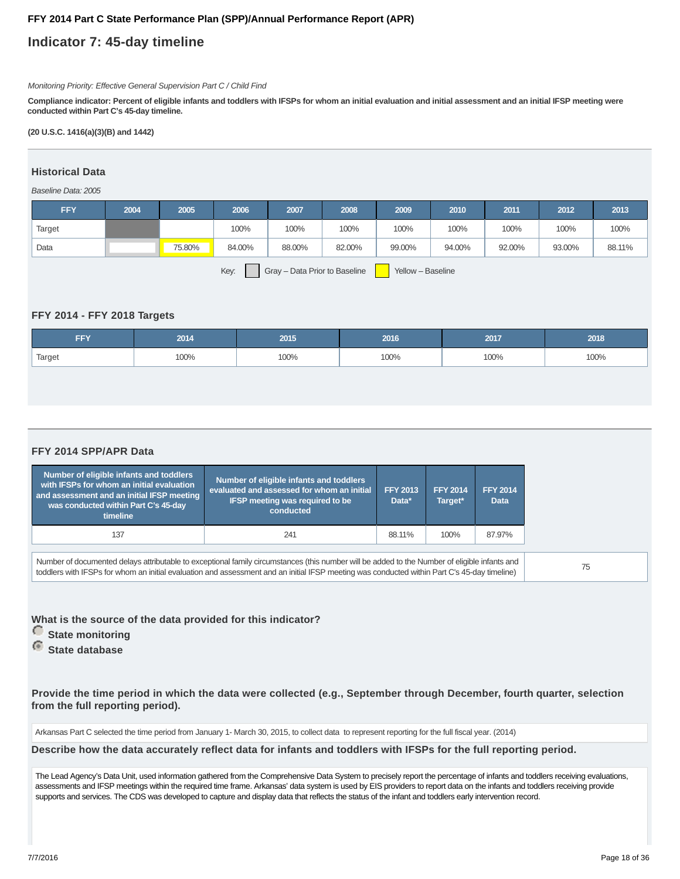# FFY 2014 Part C State Performance Plan (SPP)/Annual Performance Report (APR)

## Indicator 7: 45-day timeline

*Monitoring Priority: Effective General Supervision Part C / Child Find*

**Compliance indicator: Percent of eligible infants and toddlers with IFSPs for whom an initial evaluation and initial assessment and an initial IFSP meeting were conducted within Part C's 45-day timeline.**

**(20 U.S.C. 1416(a)(3)(B) and 1442)**

### Historical Data

*Baseline Data: 2005*

| FFY | 2004 | 2005 | 2006 | 2007 | 2008 | 2009 | 2010 | 2011 | 2012 | 2013 |
|---|---|---|---|---|---|---|---|---|---|---|
| Target | | | 100% | 100% | 100% | 100% | 100% | 100% | 100% | 100% |
| Data | | 75.80% | 84.00% | 88.00% | 82.00% | 99.00% | 94.00% | 92.00% | 93.00% | 88.11% |

Key: Gray – Data Prior to Baseline; Yellow – Baseline

### FFY 2014 - FFY 2018 Targets

| FFY | 2014 | 2015 | 2016 | 2017 | 2018 |
|---|---|---|---|---|---|
| Target | 100% | 100% | 100% | 100% | 100% |

### FFY 2014 SPP/APR Data

| Number of eligible infants and toddlers with IFSPs for whom an initial evaluation and assessment and an initial IFSP meeting was conducted within Part C's 45-day timeline | Number of eligible infants and toddlers evaluated and assessed for whom an initial IFSP meeting was required to be conducted | FFY 2013 Data* | FFY 2014 Target* | FFY 2014 Data |
|---|---|---|---|---|
| 137 | 241 | 88.11% | 100% | 87.97% |

| Number of documented delays attributable to exceptional family circumstances (this number will be added to the Number of eligible infants and toddlers with IFSPs for whom an initial evaluation and assessment and an initial IFSP meeting was conducted within Part C's 45-day timeline) | 75 |
|---|---|

**What is the source of the data provided for this indicator?**

- ○ State monitoring
- ● State database

**Provide the time period in which the data were collected (e.g., September through December, fourth quarter, selection from the full reporting period).**

Arkansas Part C selected the time period from January 1- March 30, 2015, to collect data to represent reporting for the full fiscal year. (2014)

**Describe how the data accurately reflect data for infants and toddlers with IFSPs for the full reporting period.**

The Lead Agency's Data Unit, used information gathered from the Comprehensive Data System to precisely report the percentage of infants and toddlers receiving evaluations, assessments and IFSP meetings within the required time frame. Arkansas' data system is used by EIS providers to report data on the infants and toddlers receiving provide supports and services. The CDS was developed to capture and display data that reflects the status of the infant and toddlers early intervention record.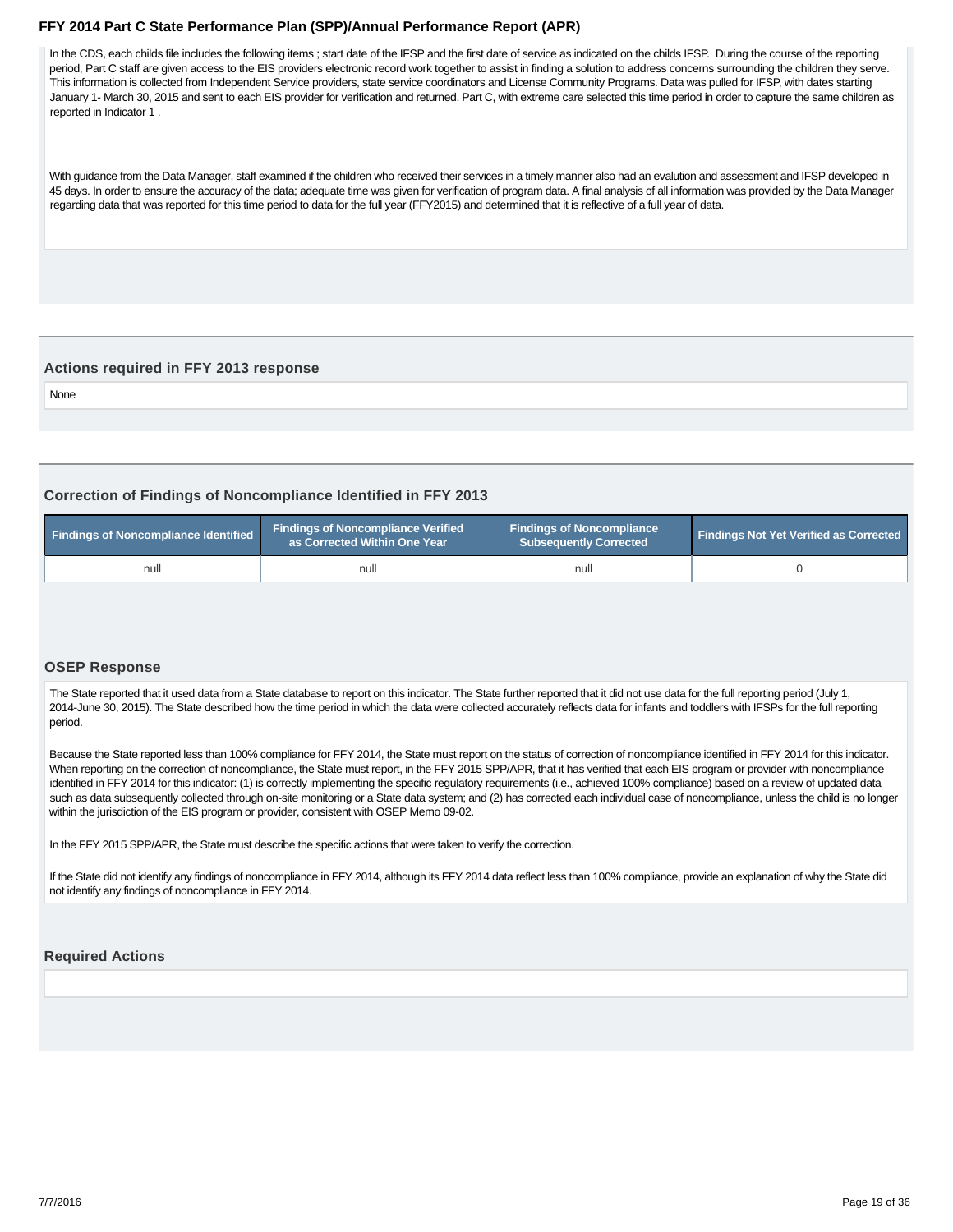In the CDS, each childs file includes the following items ; start date of the IFSP and the first date of service as indicated on the childs IFSP. During the course of the reporting period, Part C staff are given access to the EIS providers electronic record work together to assist in finding a solution to address concerns surrounding the children they serve. This information is collected from Independent Service providers, state service coordinators and License Community Programs. Data was pulled for IFSP, with dates starting January 1- March 30, 2015 and sent to each EIS provider for verification and returned. Part C, with extreme care selected this time period in order to capture the same children as reported in Indicator 1 .

With guidance from the Data Manager, staff examined if the children who received their services in a timely manner also had an evalution and assessment and IFSP developed in 45 days. In order to ensure the accuracy of the data; adequate time was given for verification of program data. A final analysis of all information was provided by the Data Manager regarding data that was reported for this time period to data for the full year (FFY2015) and determined that it is reflective of a full year of data.

### Actions required in FFY 2013 response

None

### Correction of Findings of Noncompliance Identified in FFY 2013

| Findings of Noncompliance Identified | Findings of Noncompliance Verified as Corrected Within One Year | Findings of Noncompliance Subsequently Corrected | Findings Not Yet Verified as Corrected |
|---|---|---|---|
| null | null | null | 0 |

### OSEP Response

The State reported that it used data from a State database to report on this indicator. The State further reported that it did not use data for the full reporting period (July 1, 2014-June 30, 2015). The State described how the time period in which the data were collected accurately reflects data for infants and toddlers with IFSPs for the full reporting period.

Because the State reported less than 100% compliance for FFY 2014, the State must report on the status of correction of noncompliance identified in FFY 2014 for this indicator. When reporting on the correction of noncompliance, the State must report, in the FFY 2015 SPP/APR, that it has verified that each EIS program or provider with noncompliance identified in FFY 2014 for this indicator: (1) is correctly implementing the specific regulatory requirements (i.e., achieved 100% compliance) based on a review of updated data such as data subsequently collected through on-site monitoring or a State data system; and (2) has corrected each individual case of noncompliance, unless the child is no longer within the jurisdiction of the EIS program or provider, consistent with OSEP Memo 09-02.

In the FFY 2015 SPP/APR, the State must describe the specific actions that were taken to verify the correction.

If the State did not identify any findings of noncompliance in FFY 2014, although its FFY 2014 data reflect less than 100% compliance, provide an explanation of why the State did not identify any findings of noncompliance in FFY 2014.

### Required Actions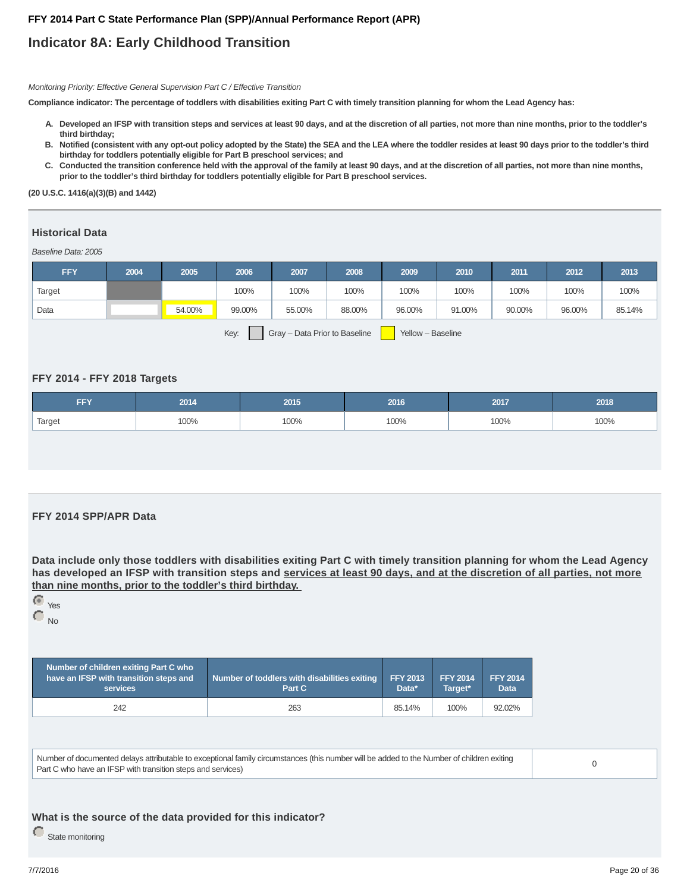## Indicator 8A: Early Childhood Transition

*Monitoring Priority: Effective General Supervision Part C / Effective Transition*

**Compliance indicator: The percentage of toddlers with disabilities exiting Part C with timely transition planning for whom the Lead Agency has:**

A. **Developed an IFSP with transition steps and services at least 90 days, and at the discretion of all parties, not more than nine months, prior to the toddler's third birthday;**
B. **Notified (consistent with any opt-out policy adopted by the State) the SEA and the LEA where the toddler resides at least 90 days prior to the toddler's third birthday for toddlers potentially eligible for Part B preschool services; and**
C. **Conducted the transition conference held with the approval of the family at least 90 days, and at the discretion of all parties, not more than nine months, prior to the toddler's third birthday for toddlers potentially eligible for Part B preschool services.**

**(20 U.S.C. 1416(a)(3)(B) and 1442)**

### Historical Data

*Baseline Data: 2005*

| FFY | 2004 | 2005 | 2006 | 2007 | 2008 | 2009 | 2010 | 2011 | 2012 | 2013 |
|---|---|---|---|---|---|---|---|---|---|---|
| Target | | | 100% | 100% | 100% | 100% | 100% | 100% | 100% | 100% |
| Data | | 54.00% | 99.00% | 55.00% | 88.00% | 96.00% | 91.00% | 90.00% | 96.00% | 85.14% |

Key: Gray – Data Prior to Baseline; Yellow – Baseline

### FFY 2014 - FFY 2018 Targets

| FFY | 2014 | 2015 | 2016 | 2017 | 2018 |
|---|---|---|---|---|---|
| Target | 100% | 100% | 100% | 100% | 100% |

### FFY 2014 SPP/APR Data

**Data include only those toddlers with disabilities exiting Part C with timely transition planning for whom the Lead Agency has developed an IFSP with transition steps and services at least 90 days, and at the discretion of all parties, not more than nine months, prior to the toddler's third birthday.**

- (selected) Yes
- No

| Number of children exiting Part C who have an IFSP with transition steps and services | Number of toddlers with disabilities exiting Part C | FFY 2013 Data* | FFY 2014 Target* | FFY 2014 Data |
|---|---|---|---|---|
| 242 | 263 | 85.14% | 100% | 92.02% |

| Number of documented delays attributable to exceptional family circumstances (this number will be added to the Number of children exiting Part C who have an IFSP with transition steps and services) | 0 |
|---|---|

### What is the source of the data provided for this indicator?

- State monitoring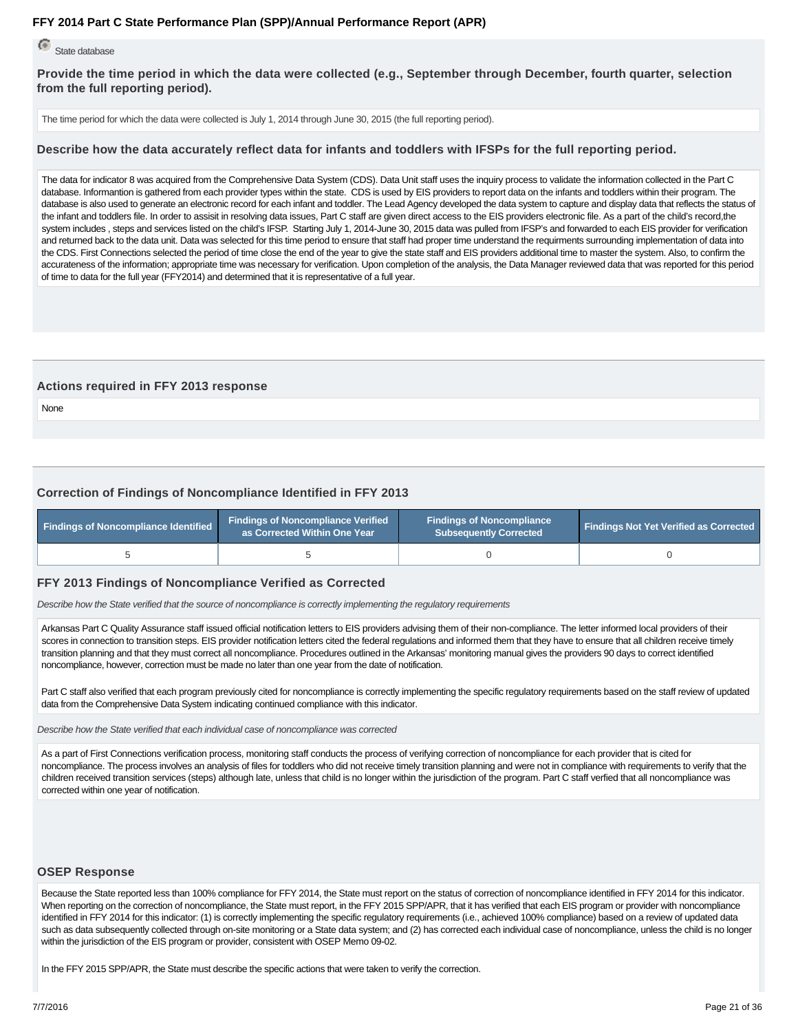State database

### Provide the time period in which the data were collected (e.g., September through December, fourth quarter, selection from the full reporting period).

The time period for which the data were collected is July 1, 2014 through June 30, 2015 (the full reporting period).

### Describe how the data accurately reflect data for infants and toddlers with IFSPs for the full reporting period.

The data for indicator 8 was acquired from the Comprehensive Data System (CDS). Data Unit staff uses the inquiry process to validate the information collected in the Part C database. Informantion is gathered from each provider types within the state. CDS is used by EIS providers to report data on the infants and toddlers within their program. The database is also used to generate an electronic record for each infant and toddler. The Lead Agency developed the data system to capture and display data that reflects the status of the infant and toddlers file. In order to assisit in resolving data issues, Part C staff are given direct access to the EIS providers electronic file. As a part of the child's record,the system includes , steps and services listed on the child's IFSP. Starting July 1, 2014-June 30, 2015 data was pulled from IFSP's and forwarded to each EIS provider for verification and returned back to the data unit. Data was selected for this time period to ensure that staff had proper time understand the requirments surrounding implementation of data into the CDS. First Connections selected the period of time close the end of the year to give the state staff and EIS providers additional time to master the system. Also, to confirm the accurateness of the information; appropriate time was necessary for verification. Upon completion of the analysis, the Data Manager reviewed data that was reported for this period of time to data for the full year (FFY2014) and determined that it is representative of a full year.

### Actions required in FFY 2013 response

None

### Correction of Findings of Noncompliance Identified in FFY 2013

| Findings of Noncompliance Identified | Findings of Noncompliance Verified as Corrected Within One Year | Findings of Noncompliance Subsequently Corrected | Findings Not Yet Verified as Corrected |
|---|---|---|---|
| 5 | 5 | 0 | 0 |

### FFY 2013 Findings of Noncompliance Verified as Corrected

*Describe how the State verified that the source of noncompliance is correctly implementing the regulatory requirements*

Arkansas Part C Quality Assurance staff issued official notification letters to EIS providers advising them of their non-compliance. The letter informed local providers of their scores in connection to transition steps. EIS provider notification letters cited the federal regulations and informed them that they have to ensure that all children receive timely transition planning and that they must correct all noncompliance. Procedures outlined in the Arkansas' monitoring manual gives the providers 90 days to correct identified noncompliance, however, correction must be made no later than one year from the date of notification.

Part C staff also verified that each program previously cited for noncompliance is correctly implementing the specific regulatory requirements based on the staff review of updated data from the Comprehensive Data System indicating continued compliance with this indicator.

*Describe how the State verified that each individual case of noncompliance was corrected*

As a part of First Connections verification process, monitoring staff conducts the process of verifying correction of noncompliance for each provider that is cited for noncompliance. The process involves an analysis of files for toddlers who did not receive timely transition planning and were not in compliance with requirements to verify that the children received transition services (steps) although late, unless that child is no longer within the jurisdiction of the program. Part C staff verfied that all noncompliance was corrected within one year of notification.

### OSEP Response

Because the State reported less than 100% compliance for FFY 2014, the State must report on the status of correction of noncompliance identified in FFY 2014 for this indicator. When reporting on the correction of noncompliance, the State must report, in the FFY 2015 SPP/APR, that it has verified that each EIS program or provider with noncompliance identified in FFY 2014 for this indicator: (1) is correctly implementing the specific regulatory requirements (i.e., achieved 100% compliance) based on a review of updated data such as data subsequently collected through on-site monitoring or a State data system; and (2) has corrected each individual case of noncompliance, unless the child is no longer within the jurisdiction of the EIS program or provider, consistent with OSEP Memo 09-02.

In the FFY 2015 SPP/APR, the State must describe the specific actions that were taken to verify the correction.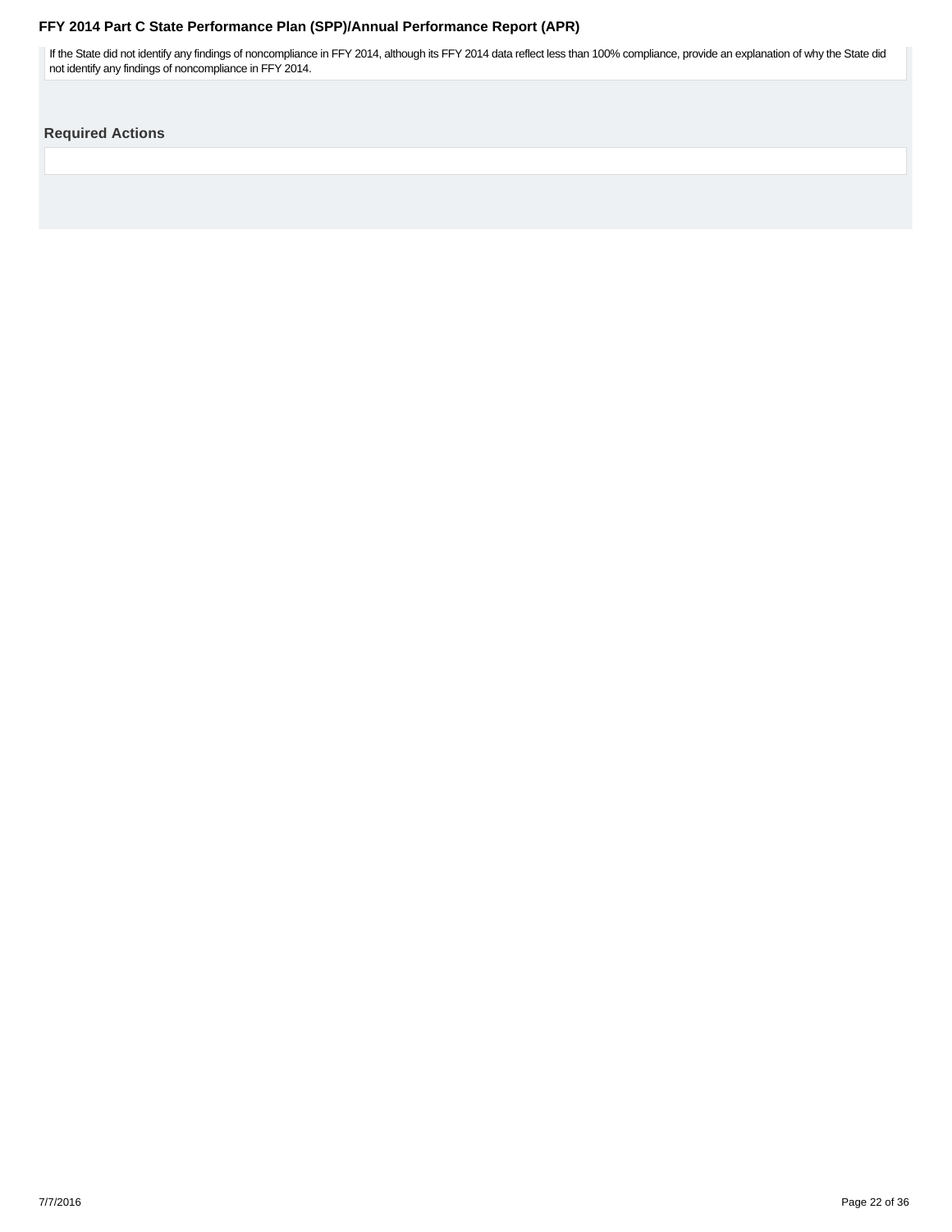If the State did not identify any findings of noncompliance in FFY 2014, although its FFY 2014 data reflect less than 100% compliance, provide an explanation of why the State did not identify any findings of noncompliance in FFY 2014.

### Required Actions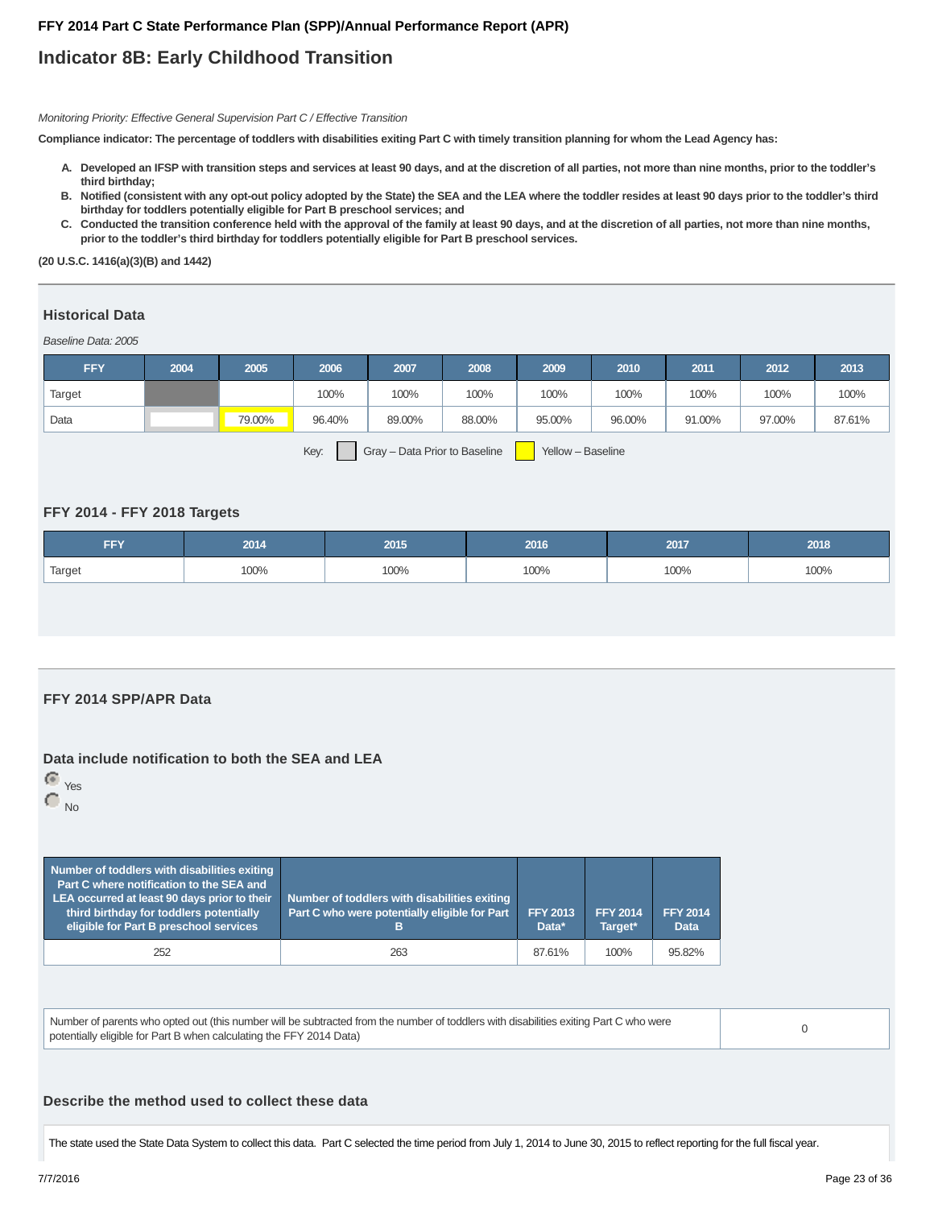## Indicator 8B: Early Childhood Transition

*Monitoring Priority: Effective General Supervision Part C / Effective Transition*

**Compliance indicator: The percentage of toddlers with disabilities exiting Part C with timely transition planning for whom the Lead Agency has:**

- **A. Developed an IFSP with transition steps and services at least 90 days, and at the discretion of all parties, not more than nine months, prior to the toddler's third birthday;**
- **B. Notified (consistent with any opt-out policy adopted by the State) the SEA and the LEA where the toddler resides at least 90 days prior to the toddler's third birthday for toddlers potentially eligible for Part B preschool services; and**
- **C. Conducted the transition conference held with the approval of the family at least 90 days, and at the discretion of all parties, not more than nine months, prior to the toddler's third birthday for toddlers potentially eligible for Part B preschool services.**

**(20 U.S.C. 1416(a)(3)(B) and 1442)**

### Historical Data

*Baseline Data: 2005*

| FFY | 2004 | 2005 | 2006 | 2007 | 2008 | 2009 | 2010 | 2011 | 2012 | 2013 |
|---|---|---|---|---|---|---|---|---|---|---|
| Target | | | 100% | 100% | 100% | 100% | 100% | 100% | 100% | 100% |
| Data | | 79.00% | 96.40% | 89.00% | 88.00% | 95.00% | 96.00% | 91.00% | 97.00% | 87.61% |

Key: Gray – Data Prior to Baseline  Yellow – Baseline

### FFY 2014 - FFY 2018 Targets

| FFY | 2014 | 2015 | 2016 | 2017 | 2018 |
|---|---|---|---|---|---|
| Target | 100% | 100% | 100% | 100% | 100% |

### FFY 2014 SPP/APR Data

### Data include notification to both the SEA and LEA

- (selected) Yes
- No

| Number of toddlers with disabilities exiting Part C where notification to the SEA and LEA occurred at least 90 days prior to their third birthday for toddlers potentially eligible for Part B preschool services | Number of toddlers with disabilities exiting Part C who were potentially eligible for Part B | FFY 2013 Data* | FFY 2014 Target* | FFY 2014 Data |
|---|---|---|---|---|
| 252 | 263 | 87.61% | 100% | 95.82% |

| Number of parents who opted out (this number will be subtracted from the number of toddlers with disabilities exiting Part C who were potentially eligible for Part B when calculating the FFY 2014 Data) | 0 |
|---|---|

### Describe the method used to collect these data

The state used the State Data System to collect this data. Part C selected the time period from July 1, 2014 to June 30, 2015 to reflect reporting for the full fiscal year.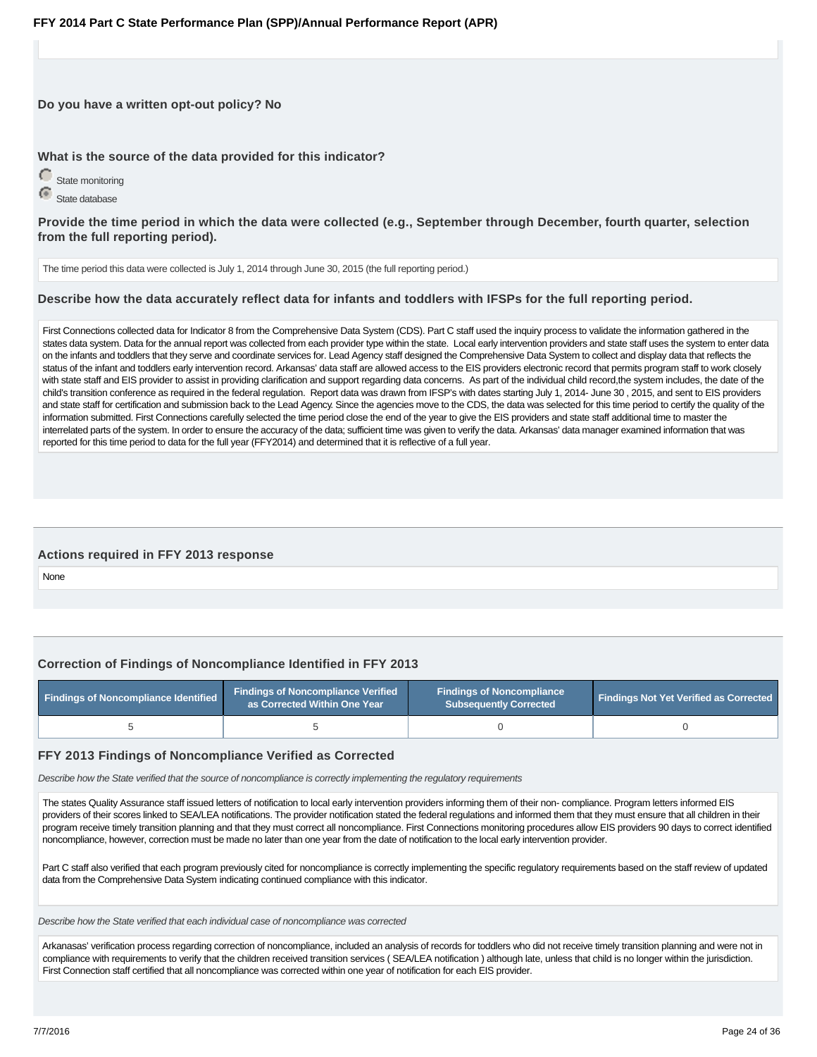**Do you have a written opt-out policy? No**

**What is the source of the data provided for this indicator?**

- State monitoring
- State database

**Provide the time period in which the data were collected (e.g., September through December, fourth quarter, selection from the full reporting period).**

The time period this data were collected is July 1, 2014 through June 30, 2015 (the full reporting period.)

**Describe how the data accurately reflect data for infants and toddlers with IFSPs for the full reporting period.**

First Connections collected data for Indicator 8 from the Comprehensive Data System (CDS). Part C staff used the inquiry process to validate the information gathered in the states data system. Data for the annual report was collected from each provider type within the state. Local early intervention providers and state staff uses the system to enter data on the infants and toddlers that they serve and coordinate services for. Lead Agency staff designed the Comprehensive Data System to collect and display data that reflects the status of the infant and toddlers early intervention record. Arkansas' data staff are allowed access to the EIS providers electronic record that permits program staff to work closely with state staff and EIS provider to assist in providing clarification and support regarding data concerns. As part of the individual child record,the system includes, the date of the child's transition conference as required in the federal regulation. Report data was drawn from IFSP's with dates starting July 1, 2014- June 30 , 2015, and sent to EIS providers and state staff for certification and submission back to the Lead Agency. Since the agencies move to the CDS, the data was selected for this time period to certify the quality of the information submitted. First Connections carefully selected the time period close the end of the year to give the EIS providers and state staff additional time to master the interrelated parts of the system. In order to ensure the accuracy of the data; sufficient time was given to verify the data. Arkansas' data manager examined information that was reported for this time period to data for the full year (FFY2014) and determined that it is reflective of a full year.

### Actions required in FFY 2013 response

None

### Correction of Findings of Noncompliance Identified in FFY 2013

| Findings of Noncompliance Identified | Findings of Noncompliance Verified as Corrected Within One Year | Findings of Noncompliance Subsequently Corrected | Findings Not Yet Verified as Corrected |
|---|---|---|---|
| 5 | 5 | 0 | 0 |

### FFY 2013 Findings of Noncompliance Verified as Corrected

*Describe how the State verified that the source of noncompliance is correctly implementing the regulatory requirements*

The states Quality Assurance staff issued letters of notification to local early intervention providers informing them of their non- compliance. Program letters informed EIS providers of their scores linked to SEA/LEA notifications. The provider notification stated the federal regulations and informed them that they must ensure that all children in their program receive timely transition planning and that they must correct all noncompliance. First Connections monitoring procedures allow EIS providers 90 days to correct identified noncompliance, however, correction must be made no later than one year from the date of notification to the local early intervention provider.

Part C staff also verified that each program previously cited for noncompliance is correctly implementing the specific regulatory requirements based on the staff review of updated data from the Comprehensive Data System indicating continued compliance with this indicator.

*Describe how the State verified that each individual case of noncompliance was corrected*

Arkanasas' verification process regarding correction of noncompliance, included an analysis of records for toddlers who did not receive timely transition planning and were not in compliance with requirements to verify that the children received transition services ( SEA/LEA notification ) although late, unless that child is no longer within the jurisdiction. First Connection staff certified that all noncompliance was corrected within one year of notification for each EIS provider.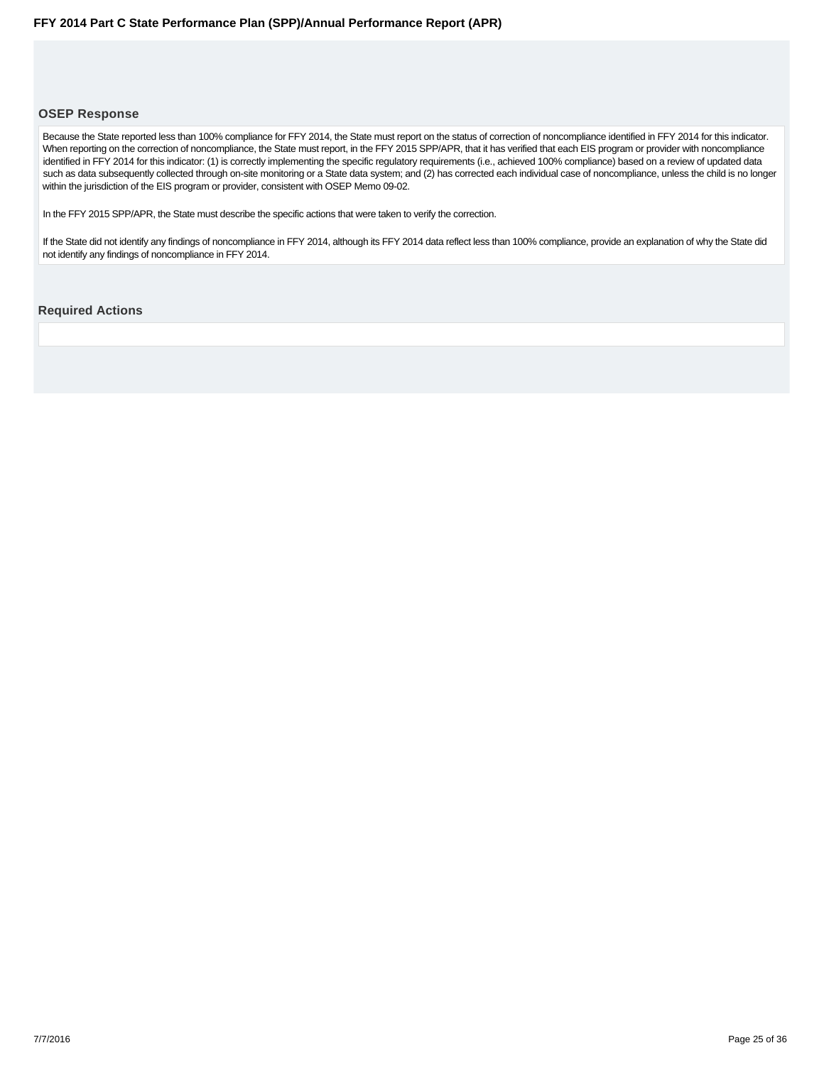### OSEP Response

Because the State reported less than 100% compliance for FFY 2014, the State must report on the status of correction of noncompliance identified in FFY 2014 for this indicator. When reporting on the correction of noncompliance, the State must report, in the FFY 2015 SPP/APR, that it has verified that each EIS program or provider with noncompliance identified in FFY 2014 for this indicator: (1) is correctly implementing the specific regulatory requirements (i.e., achieved 100% compliance) based on a review of updated data such as data subsequently collected through on-site monitoring or a State data system; and (2) has corrected each individual case of noncompliance, unless the child is no longer within the jurisdiction of the EIS program or provider, consistent with OSEP Memo 09-02.

In the FFY 2015 SPP/APR, the State must describe the specific actions that were taken to verify the correction.

If the State did not identify any findings of noncompliance in FFY 2014, although its FFY 2014 data reflect less than 100% compliance, provide an explanation of why the State did not identify any findings of noncompliance in FFY 2014.

### Required Actions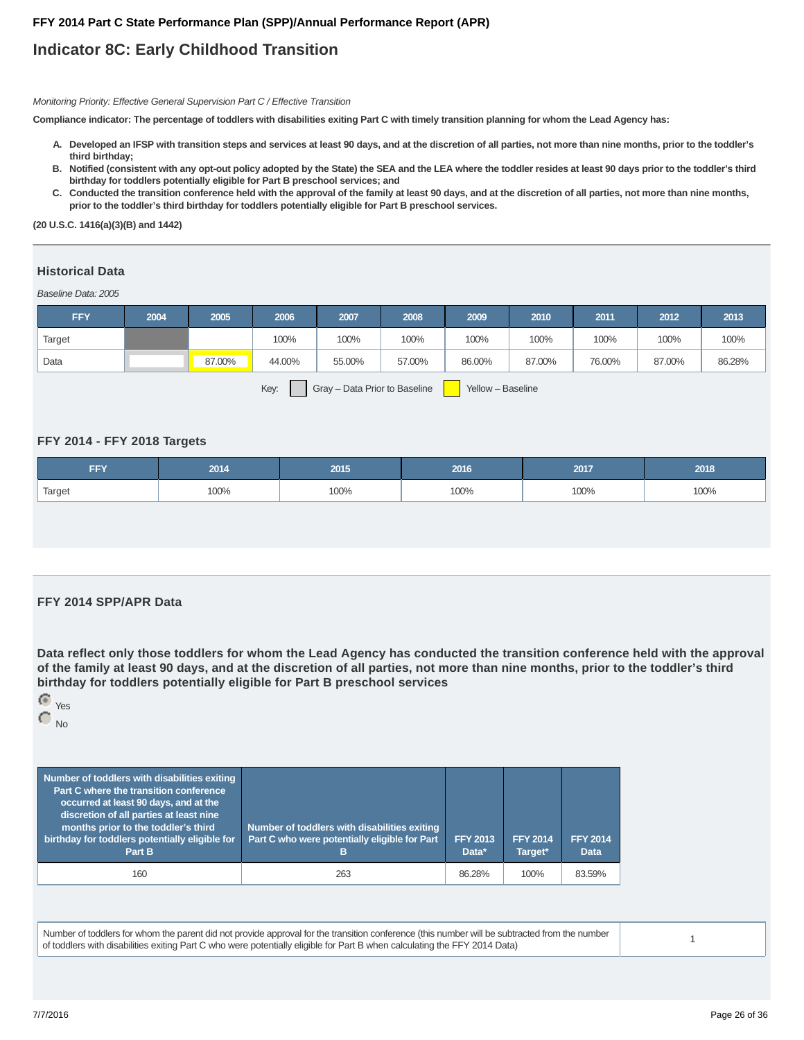**FFY 2014 Part C State Performance Plan (SPP)/Annual Performance Report (APR)**

# Indicator 8C: Early Childhood Transition

*Monitoring Priority: Effective General Supervision Part C / Effective Transition*

**Compliance indicator: The percentage of toddlers with disabilities exiting Part C with timely transition planning for whom the Lead Agency has:**

A. **Developed an IFSP with transition steps and services at least 90 days, and at the discretion of all parties, not more than nine months, prior to the toddler's third birthday;**
B. **Notified (consistent with any opt-out policy adopted by the State) the SEA and the LEA where the toddler resides at least 90 days prior to the toddler's third birthday for toddlers potentially eligible for Part B preschool services; and**
C. **Conducted the transition conference held with the approval of the family at least 90 days, and at the discretion of all parties, not more than nine months, prior to the toddler's third birthday for toddlers potentially eligible for Part B preschool services.**

**(20 U.S.C. 1416(a)(3)(B) and 1442)**

## Historical Data

*Baseline Data: 2005*

| FFY | 2004 | 2005 | 2006 | 2007 | 2008 | 2009 | 2010 | 2011 | 2012 | 2013 |
|---|---|---|---|---|---|---|---|---|---|---|
| Target | | | 100% | 100% | 100% | 100% | 100% | 100% | 100% | 100% |
| Data | | 87.00% | 44.00% | 55.00% | 57.00% | 86.00% | 87.00% | 76.00% | 87.00% | 86.28% |

Key: Gray – Data Prior to Baseline   Yellow – Baseline

## FFY 2014 - FFY 2018 Targets

| FFY | 2014 | 2015 | 2016 | 2017 | 2018 |
|---|---|---|---|---|---|
| Target | 100% | 100% | 100% | 100% | 100% |

## FFY 2014 SPP/APR Data

**Data reflect only those toddlers for whom the Lead Agency has conducted the transition conference held with the approval of the family at least 90 days, and at the discretion of all parties, not more than nine months, prior to the toddler's third birthday for toddlers potentially eligible for Part B preschool services**

- [x] Yes
- [ ] No

| Number of toddlers with disabilities exiting Part C where the transition conference occurred at least 90 days, and at the discretion of all parties at least nine months prior to the toddler's third birthday for toddlers potentially eligible for Part B | Number of toddlers with disabilities exiting Part C who were potentially eligible for Part B | FFY 2013 Data* | FFY 2014 Target* | FFY 2014 Data |
|---|---|---|---|---|
| 160 | 263 | 86.28% | 100% | 83.59% |

| Number of toddlers for whom the parent did not provide approval for the transition conference (this number will be subtracted from the number of toddlers with disabilities exiting Part C who were potentially eligible for Part B when calculating the FFY 2014 Data) | 1 |
|---|---|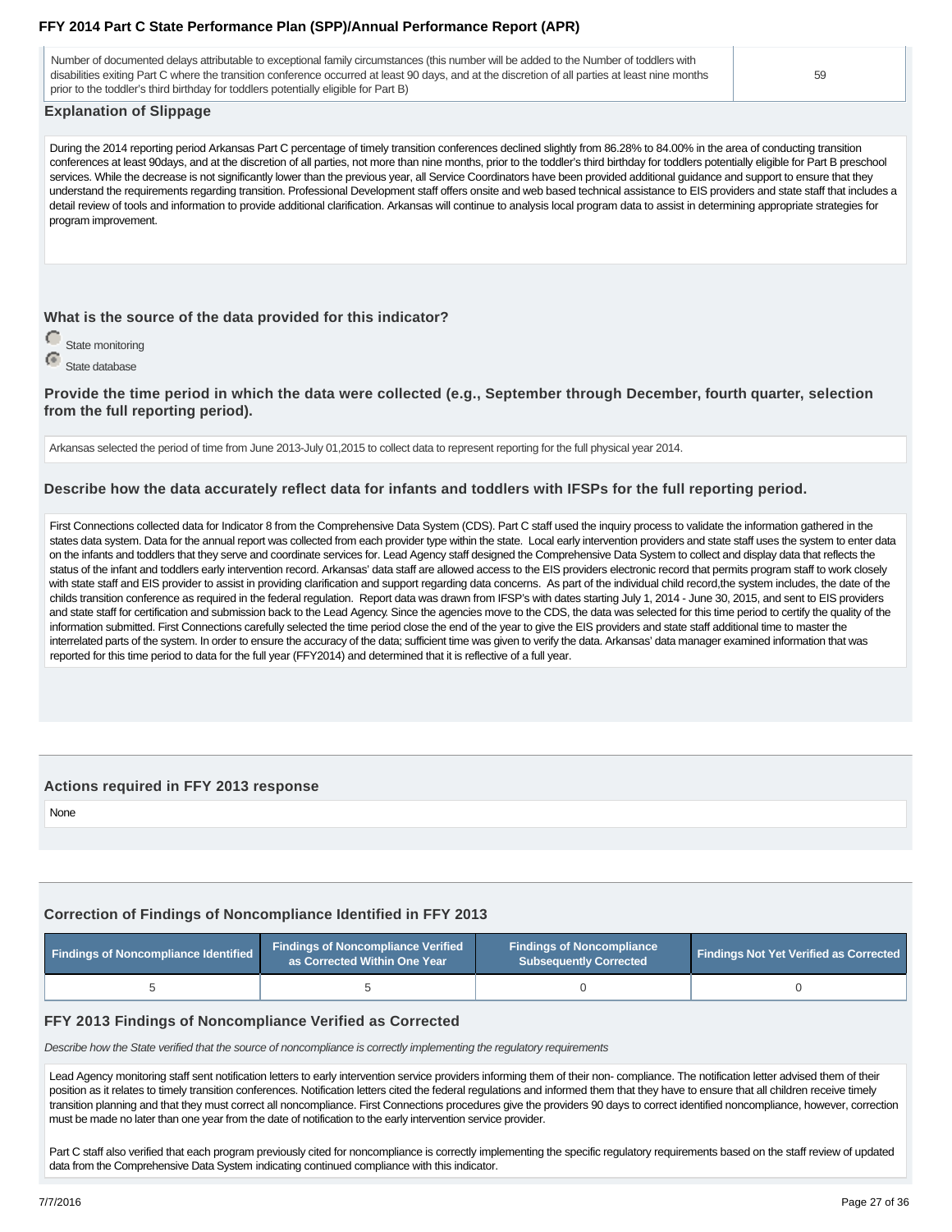| | |
|---|---|
| Number of documented delays attributable to exceptional family circumstances (this number will be added to the Number of toddlers with disabilities exiting Part C where the transition conference occurred at least 90 days, and at the discretion of all parties at least nine months prior to the toddler's third birthday for toddlers potentially eligible for Part B) | 59 |

### Explanation of Slippage

During the 2014 reporting period Arkansas Part C percentage of timely transition conferences declined slightly from 86.28% to 84.00% in the area of conducting transition conferences at least 90days, and at the discretion of all parties, not more than nine months, prior to the toddler's third birthday for toddlers potentially eligible for Part B preschool services. While the decrease is not significantly lower than the previous year, all Service Coordinators have been provided additional guidance and support to ensure that they understand the requirements regarding transition. Professional Development staff offers onsite and web based technical assistance to EIS providers and state staff that includes a detail review of tools and information to provide additional clarification. Arkansas will continue to analysis local program data to assist in determining appropriate strategies for program improvement.

### What is the source of the data provided for this indicator?

- ○ State monitoring
- ● State database

### Provide the time period in which the data were collected (e.g., September through December, fourth quarter, selection from the full reporting period).

Arkansas selected the period of time from June 2013-July 01,2015 to collect data to represent reporting for the full physical year 2014.

### Describe how the data accurately reflect data for infants and toddlers with IFSPs for the full reporting period.

First Connections collected data for Indicator 8 from the Comprehensive Data System (CDS). Part C staff used the inquiry process to validate the information gathered in the states data system. Data for the annual report was collected from each provider type within the state. Local early intervention providers and state staff uses the system to enter data on the infants and toddlers that they serve and coordinate services for. Lead Agency staff designed the Comprehensive Data System to collect and display data that reflects the status of the infant and toddlers early intervention record. Arkansas' data staff are allowed access to the EIS providers electronic record that permits program staff to work closely with state staff and EIS provider to assist in providing clarification and support regarding data concerns. As part of the individual child record,the system includes, the date of the childs transition conference as required in the federal regulation. Report data was drawn from IFSP's with dates starting July 1, 2014 - June 30, 2015, and sent to EIS providers and state staff for certification and submission back to the Lead Agency. Since the agencies move to the CDS, the data was selected for this time period to certify the quality of the information submitted. First Connections carefully selected the time period close the end of the year to give the EIS providers and state staff additional time to master the interrelated parts of the system. In order to ensure the accuracy of the data; sufficient time was given to verify the data. Arkansas' data manager examined information that was reported for this time period to data for the full year (FFY2014) and determined that it is reflective of a full year.

### Actions required in FFY 2013 response

None

### Correction of Findings of Noncompliance Identified in FFY 2013

| Findings of Noncompliance Identified | Findings of Noncompliance Verified as Corrected Within One Year | Findings of Noncompliance Subsequently Corrected | Findings Not Yet Verified as Corrected |
|---|---|---|---|
| 5 | 5 | 0 | 0 |

### FFY 2013 Findings of Noncompliance Verified as Corrected

*Describe how the State verified that the source of noncompliance is correctly implementing the regulatory requirements*

Lead Agency monitoring staff sent notification letters to early intervention service providers informing them of their non- compliance. The notification letter advised them of their position as it relates to timely transition conferences. Notification letters cited the federal regulations and informed them that they have to ensure that all children receive timely transition planning and that they must correct all noncompliance. First Connections procedures give the providers 90 days to correct identified noncompliance, however, correction must be made no later than one year from the date of notification to the early intervention service provider.

Part C staff also verified that each program previously cited for noncompliance is correctly implementing the specific regulatory requirements based on the staff review of updated data from the Comprehensive Data System indicating continued compliance with this indicator.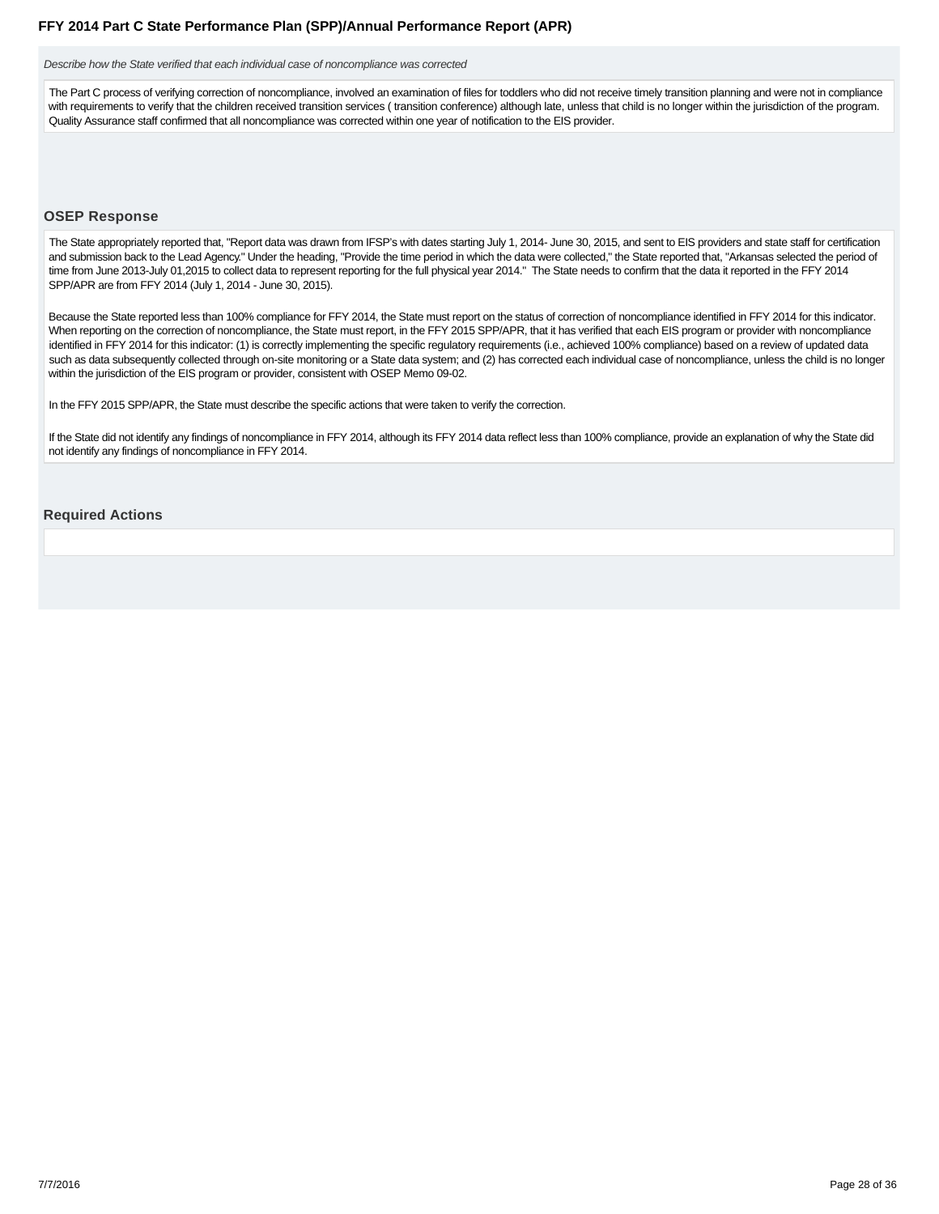*Describe how the State verified that each individual case of noncompliance was corrected*

The Part C process of verifying correction of noncompliance, involved an examination of files for toddlers who did not receive timely transition planning and were not in compliance with requirements to verify that the children received transition services ( transition conference) although late, unless that child is no longer within the jurisdiction of the program. Quality Assurance staff confirmed that all noncompliance was corrected within one year of notification to the EIS provider.

### OSEP Response

The State appropriately reported that, "Report data was drawn from IFSP's with dates starting July 1, 2014- June 30, 2015, and sent to EIS providers and state staff for certification and submission back to the Lead Agency." Under the heading, "Provide the time period in which the data were collected," the State reported that, "Arkansas selected the period of time from June 2013-July 01,2015 to collect data to represent reporting for the full physical year 2014." The State needs to confirm that the data it reported in the FFY 2014 SPP/APR are from FFY 2014 (July 1, 2014 - June 30, 2015).

Because the State reported less than 100% compliance for FFY 2014, the State must report on the status of correction of noncompliance identified in FFY 2014 for this indicator. When reporting on the correction of noncompliance, the State must report, in the FFY 2015 SPP/APR, that it has verified that each EIS program or provider with noncompliance identified in FFY 2014 for this indicator: (1) is correctly implementing the specific regulatory requirements (i.e., achieved 100% compliance) based on a review of updated data such as data subsequently collected through on-site monitoring or a State data system; and (2) has corrected each individual case of noncompliance, unless the child is no longer within the jurisdiction of the EIS program or provider, consistent with OSEP Memo 09-02.

In the FFY 2015 SPP/APR, the State must describe the specific actions that were taken to verify the correction.

If the State did not identify any findings of noncompliance in FFY 2014, although its FFY 2014 data reflect less than 100% compliance, provide an explanation of why the State did not identify any findings of noncompliance in FFY 2014.

### Required Actions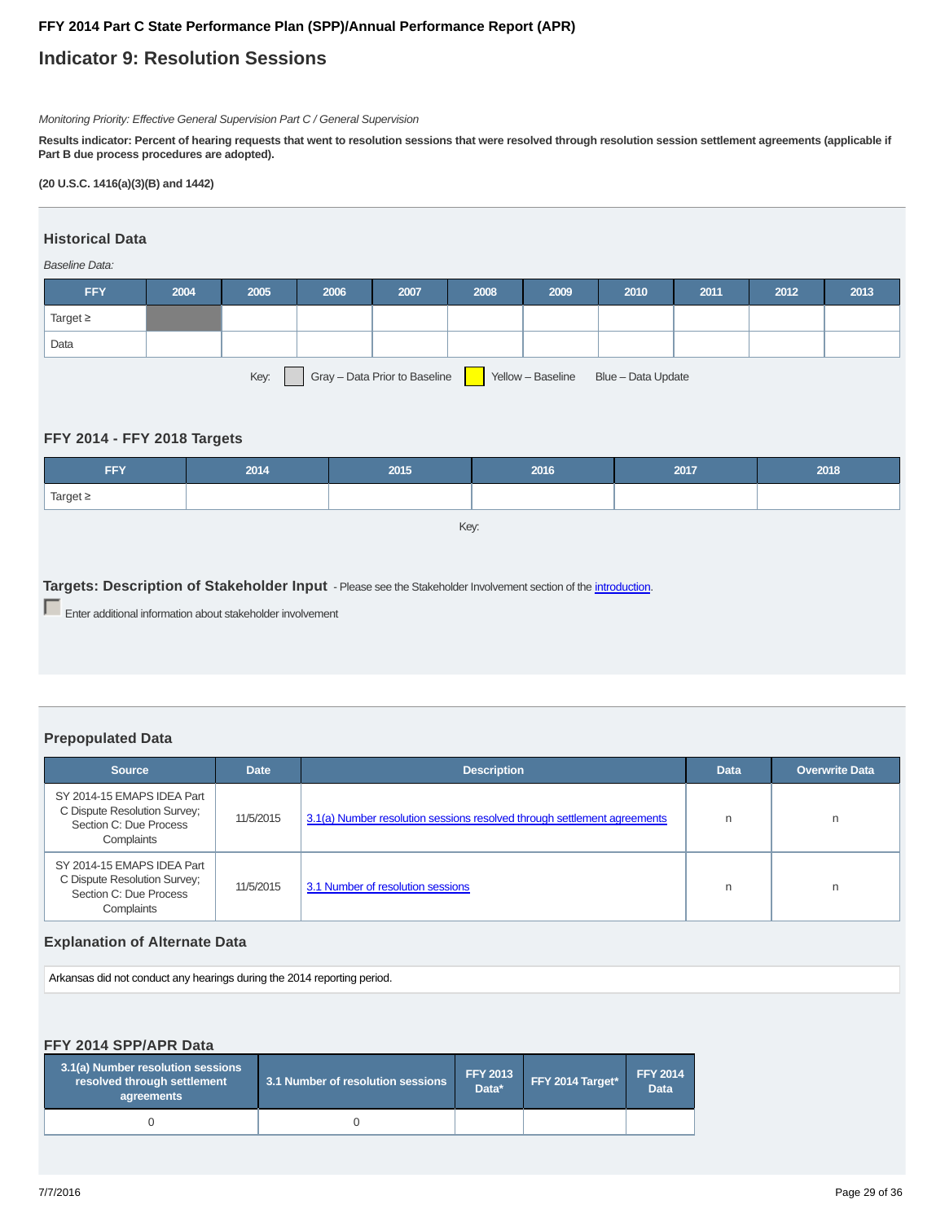## FFY 2014 Part C State Performance Plan (SPP)/Annual Performance Report (APR)

# Indicator 9: Resolution Sessions

*Monitoring Priority: Effective General Supervision Part C / General Supervision*

**Results indicator: Percent of hearing requests that went to resolution sessions that were resolved through resolution session settlement agreements (applicable if Part B due process procedures are adopted).**

**(20 U.S.C. 1416(a)(3)(B) and 1442)**

### Historical Data

*Baseline Data:*

| FFY | 2004 | 2005 | 2006 | 2007 | 2008 | 2009 | 2010 | 2011 | 2012 | 2013 |
|---|---|---|---|---|---|---|---|---|---|---|
| Target ≥ | | | | | | | | | | |
| Data | | | | | | | | | | |

Key: Gray – Data Prior to Baseline   Yellow – Baseline   Blue – Data Update

### FFY 2014 - FFY 2018 Targets

| FFY | 2014 | 2015 | 2016 | 2017 | 2018 |
|---|---|---|---|---|---|
| Target ≥ | | | | | |

Key:

### Targets: Description of Stakeholder Input - Please see the Stakeholder Involvement section of the introduction.

Enter additional information about stakeholder involvement

### Prepopulated Data

| Source | Date | Description | Data | Overwrite Data |
|---|---|---|---|---|
| SY 2014-15 EMAPS IDEA Part C Dispute Resolution Survey; Section C: Due Process Complaints | 11/5/2015 | 3.1(a) Number resolution sessions resolved through settlement agreements | n | n |
| SY 2014-15 EMAPS IDEA Part C Dispute Resolution Survey; Section C: Due Process Complaints | 11/5/2015 | 3.1 Number of resolution sessions | n | n |

### Explanation of Alternate Data

Arkansas did not conduct any hearings during the 2014 reporting period.

### FFY 2014 SPP/APR Data

| 3.1(a) Number resolution sessions resolved through settlement agreements | 3.1 Number of resolution sessions | FFY 2013 Data* | FFY 2014 Target* | FFY 2014 Data |
|---|---|---|---|---|
| 0 | 0 | | | |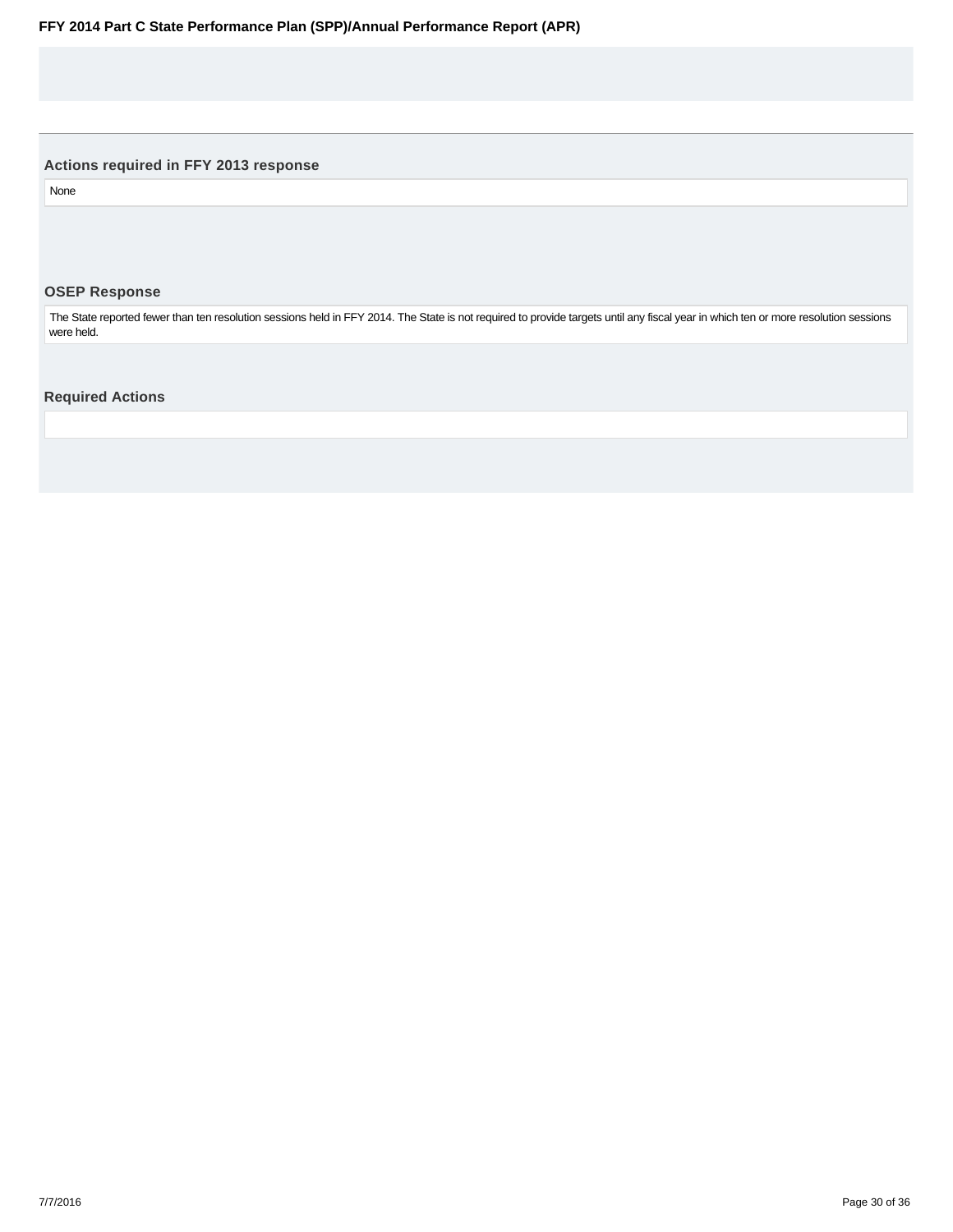### Actions required in FFY 2013 response

None

### OSEP Response

The State reported fewer than ten resolution sessions held in FFY 2014. The State is not required to provide targets until any fiscal year in which ten or more resolution sessions were held.

### Required Actions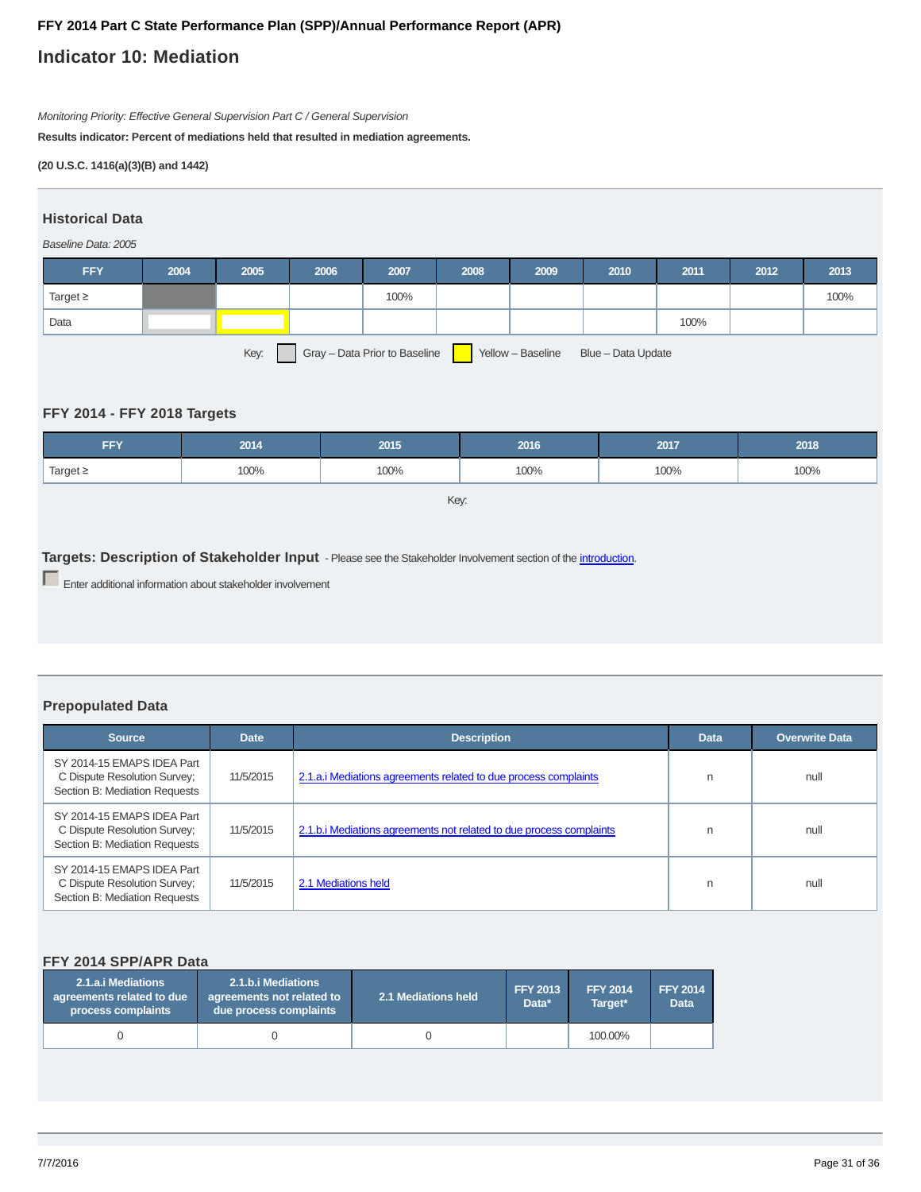**FFY 2014 Part C State Performance Plan (SPP)/Annual Performance Report (APR)**

# Indicator 10: Mediation

*Monitoring Priority: Effective General Supervision Part C / General Supervision*

**Results indicator: Percent of mediations held that resulted in mediation agreements.**

**(20 U.S.C. 1416(a)(3)(B) and 1442)**

## Historical Data

*Baseline Data: 2005*

| FFY | 2004 | 2005 | 2006 | 2007 | 2008 | 2009 | 2010 | 2011 | 2012 | 2013 |
|---|---|---|---|---|---|---|---|---|---|---|
| Target ≥ | | | | 100% | | | | | | 100% |
| Data | | | | | | | | 100% | | |

Key: Gray – Data Prior to Baseline  Yellow – Baseline  Blue – Data Update

## FFY 2014 - FFY 2018 Targets

| FFY | 2014 | 2015 | 2016 | 2017 | 2018 |
|---|---|---|---|---|---|
| Target ≥ | 100% | 100% | 100% | 100% | 100% |

Key:

**Targets: Description of Stakeholder Input** - Please see the Stakeholder Involvement section of the introduction.

Enter additional information about stakeholder involvement

## Prepopulated Data

| Source | Date | Description | Data | Overwrite Data |
|---|---|---|---|---|
| SY 2014-15 EMAPS IDEA Part C Dispute Resolution Survey; Section B: Mediation Requests | 11/5/2015 | 2.1.a.i Mediations agreements related to due process complaints | n | null |
| SY 2014-15 EMAPS IDEA Part C Dispute Resolution Survey; Section B: Mediation Requests | 11/5/2015 | 2.1.b.i Mediations agreements not related to due process complaints | n | null |
| SY 2014-15 EMAPS IDEA Part C Dispute Resolution Survey; Section B: Mediation Requests | 11/5/2015 | 2.1 Mediations held | n | null |

## FFY 2014 SPP/APR Data

| 2.1.a.i Mediations agreements related to due process complaints | 2.1.b.i Mediations agreements not related to due process complaints | 2.1 Mediations held | FFY 2013 Data* | FFY 2014 Target* | FFY 2014 Data |
|---|---|---|---|---|---|
| 0 | 0 | 0 | | 100.00% | |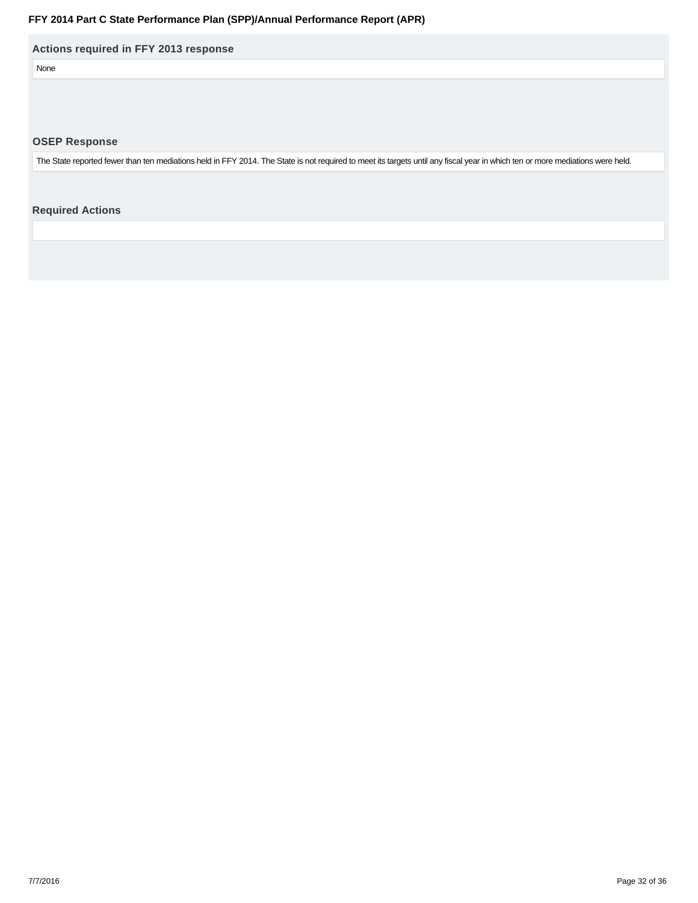### Actions required in FFY 2013 response

None

### OSEP Response

The State reported fewer than ten mediations held in FFY 2014. The State is not required to meet its targets until any fiscal year in which ten or more mediations were held.

### Required Actions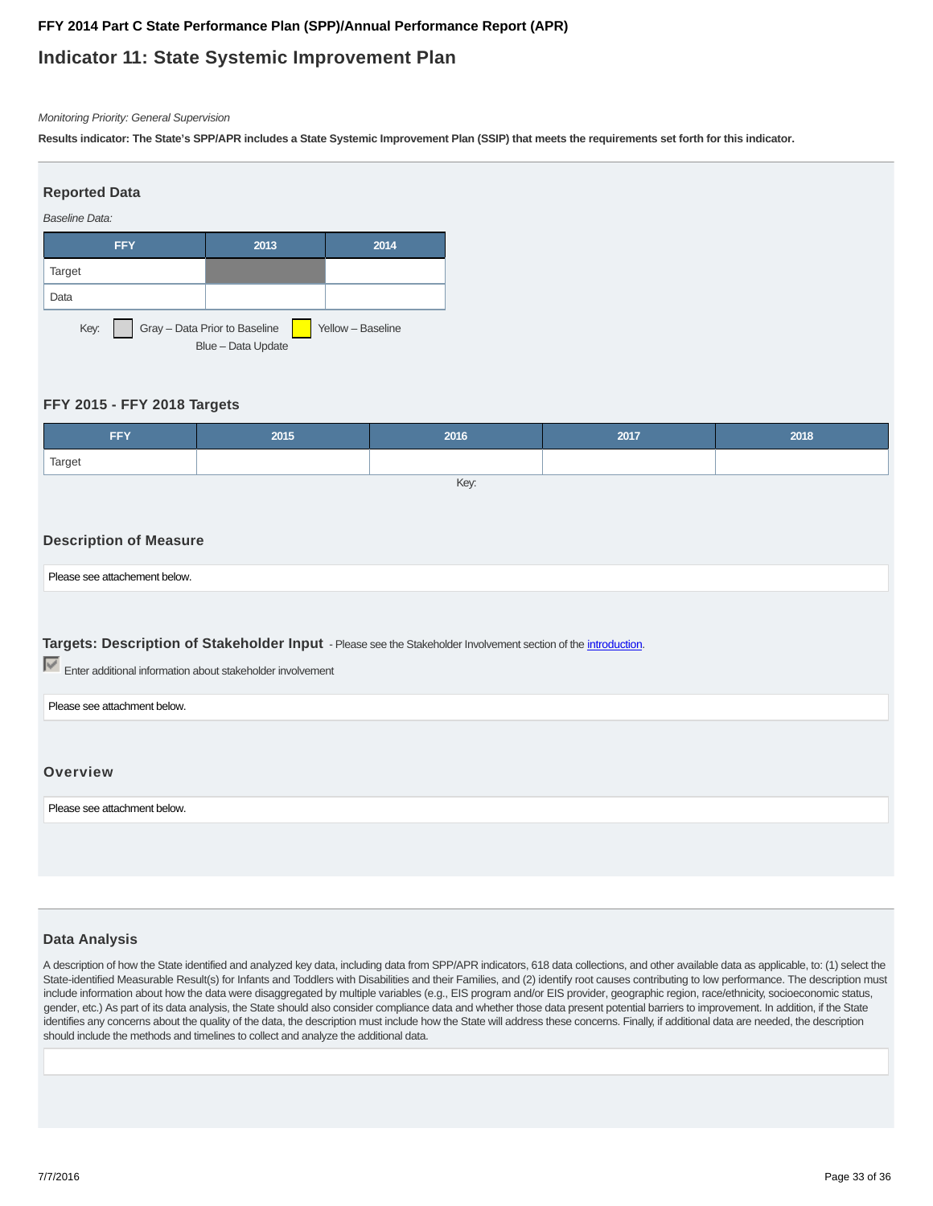FFY 2014 Part C State Performance Plan (SPP)/Annual Performance Report (APR)

# Indicator 11: State Systemic Improvement Plan

*Monitoring Priority: General Supervision*

**Results indicator: The State's SPP/APR includes a State Systemic Improvement Plan (SSIP) that meets the requirements set forth for this indicator.**

## Reported Data

*Baseline Data:*

| FFY | 2013 | 2014 |
| --- | --- | --- |
| Target | | |
| Data | | |

Key: Gray – Data Prior to Baseline   Yellow – Baseline   Blue – Data Update

## FFY 2015 - FFY 2018 Targets

| FFY | 2015 | 2016 | 2017 | 2018 |
| --- | --- | --- | --- | --- |
| Target | | | | |

Key:

## Description of Measure

Please see attachement below.

## Targets: Description of Stakeholder Input

- Please see the Stakeholder Involvement section of the introduction.

☑ Enter additional information about stakeholder involvement

Please see attachment below.

## Overview

Please see attachment below.

## Data Analysis

A description of how the State identified and analyzed key data, including data from SPP/APR indicators, 618 data collections, and other available data as applicable, to: (1) select the State-identified Measurable Result(s) for Infants and Toddlers with Disabilities and their Families, and (2) identify root causes contributing to low performance. The description must include information about how the data were disaggregated by multiple variables (e.g., EIS program and/or EIS provider, geographic region, race/ethnicity, socioeconomic status, gender, etc.) As part of its data analysis, the State should also consider compliance data and whether those data present potential barriers to improvement. In addition, if the State identifies any concerns about the quality of the data, the description must include how the State will address these concerns. Finally, if additional data are needed, the description should include the methods and timelines to collect and analyze the additional data.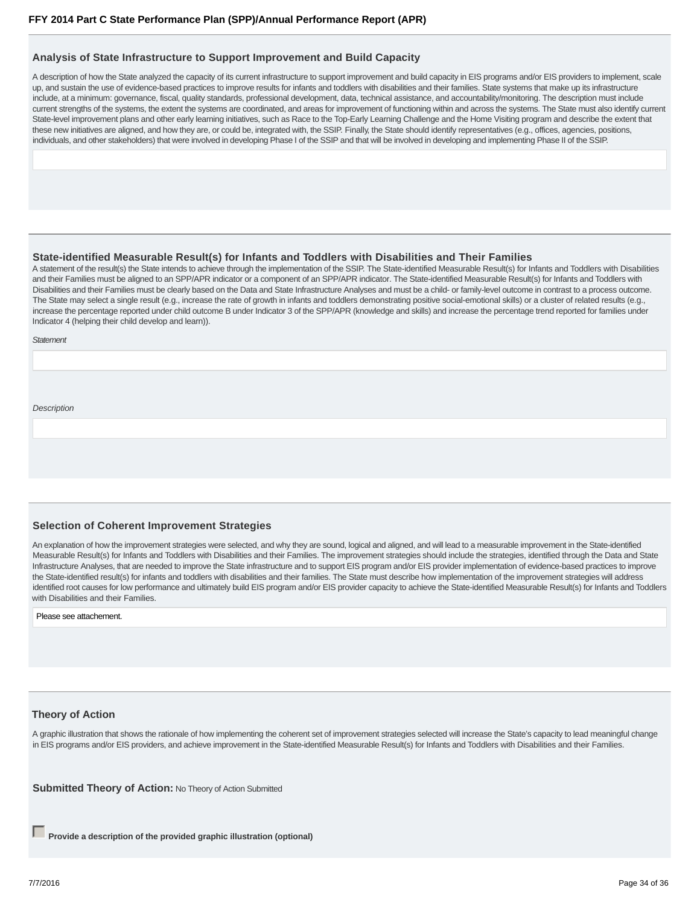### Analysis of State Infrastructure to Support Improvement and Build Capacity

A description of how the State analyzed the capacity of its current infrastructure to support improvement and build capacity in EIS programs and/or EIS providers to implement, scale up, and sustain the use of evidence-based practices to improve results for infants and toddlers with disabilities and their families. State systems that make up its infrastructure include, at a minimum: governance, fiscal, quality standards, professional development, data, technical assistance, and accountability/monitoring. The description must include current strengths of the systems, the extent the systems are coordinated, and areas for improvement of functioning within and across the systems. The State must also identify current State-level improvement plans and other early learning initiatives, such as Race to the Top-Early Learning Challenge and the Home Visiting program and describe the extent that these new initiatives are aligned, and how they are, or could be, integrated with, the SSIP. Finally, the State should identify representatives (e.g., offices, agencies, positions, individuals, and other stakeholders) that were involved in developing Phase I of the SSIP and that will be involved in developing and implementing Phase II of the SSIP.

### State-identified Measurable Result(s) for Infants and Toddlers with Disabilities and Their Families

A statement of the result(s) the State intends to achieve through the implementation of the SSIP. The State-identified Measurable Result(s) for Infants and Toddlers with Disabilities and their Families must be aligned to an SPP/APR indicator or a component of an SPP/APR indicator. The State-identified Measurable Result(s) for Infants and Toddlers with Disabilities and their Families must be clearly based on the Data and State Infrastructure Analyses and must be a child- or family-level outcome in contrast to a process outcome. The State may select a single result (e.g., increase the rate of growth in infants and toddlers demonstrating positive social-emotional skills) or a cluster of related results (e.g., increase the percentage reported under child outcome B under Indicator 3 of the SPP/APR (knowledge and skills) and increase the percentage trend reported for families under Indicator 4 (helping their child develop and learn)).

*Statement*

*Description*

### Selection of Coherent Improvement Strategies

An explanation of how the improvement strategies were selected, and why they are sound, logical and aligned, and will lead to a measurable improvement in the State-identified Measurable Result(s) for Infants and Toddlers with Disabilities and their Families. The improvement strategies should include the strategies, identified through the Data and State Infrastructure Analyses, that are needed to improve the State infrastructure and to support EIS program and/or EIS provider implementation of evidence-based practices to improve the State-identified result(s) for infants and toddlers with disabilities and their families. The State must describe how implementation of the improvement strategies will address identified root causes for low performance and ultimately build EIS program and/or EIS provider capacity to achieve the State-identified Measurable Result(s) for Infants and Toddlers with Disabilities and their Families.

Please see attachement.

### Theory of Action

A graphic illustration that shows the rationale of how implementing the coherent set of improvement strategies selected will increase the State's capacity to lead meaningful change in EIS programs and/or EIS providers, and achieve improvement in the State-identified Measurable Result(s) for Infants and Toddlers with Disabilities and their Families.

**Submitted Theory of Action:** No Theory of Action Submitted

☐ **Provide a description of the provided graphic illustration (optional)**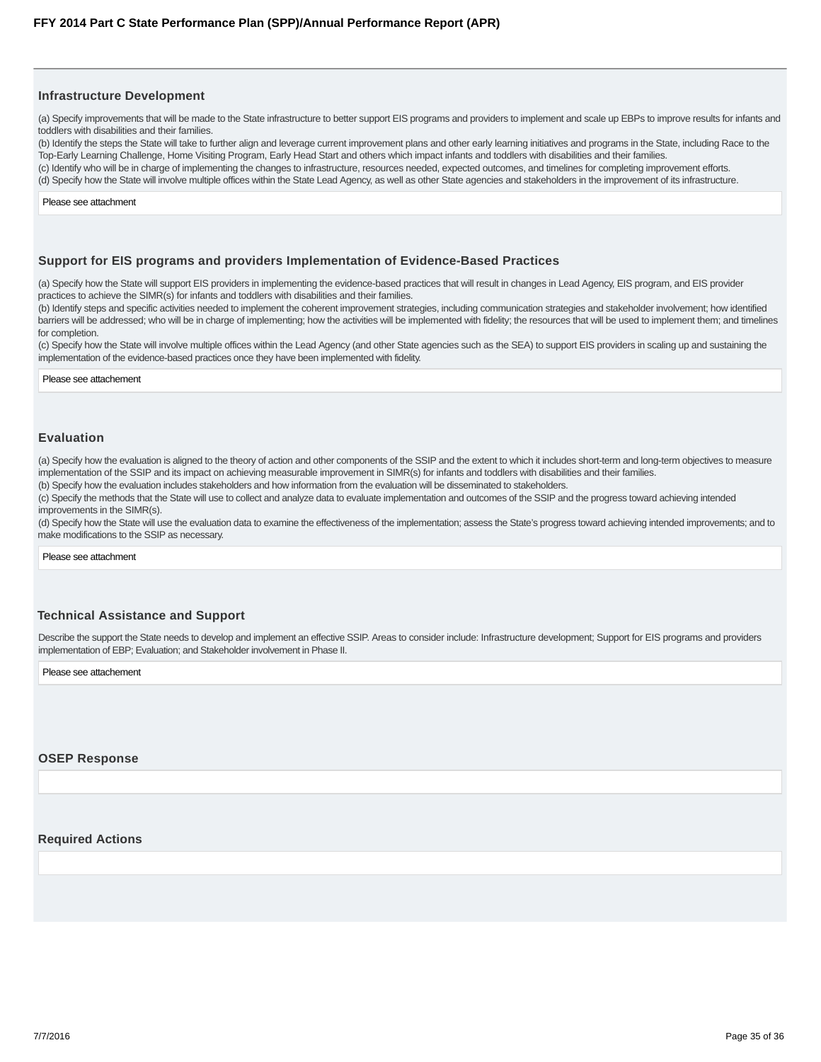### Infrastructure Development

(a) Specify improvements that will be made to the State infrastructure to better support EIS programs and providers to implement and scale up EBPs to improve results for infants and toddlers with disabilities and their families.
(b) Identify the steps the State will take to further align and leverage current improvement plans and other early learning initiatives and programs in the State, including Race to the Top-Early Learning Challenge, Home Visiting Program, Early Head Start and others which impact infants and toddlers with disabilities and their families.
(c) Identify who will be in charge of implementing the changes to infrastructure, resources needed, expected outcomes, and timelines for completing improvement efforts.
(d) Specify how the State will involve multiple offices within the State Lead Agency, as well as other State agencies and stakeholders in the improvement of its infrastructure.

Please see attachment

### Support for EIS programs and providers Implementation of Evidence-Based Practices

(a) Specify how the State will support EIS providers in implementing the evidence-based practices that will result in changes in Lead Agency, EIS program, and EIS provider practices to achieve the SIMR(s) for infants and toddlers with disabilities and their families.
(b) Identify steps and specific activities needed to implement the coherent improvement strategies, including communication strategies and stakeholder involvement; how identified barriers will be addressed; who will be in charge of implementing; how the activities will be implemented with fidelity; the resources that will be used to implement them; and timelines for completion.
(c) Specify how the State will involve multiple offices within the Lead Agency (and other State agencies such as the SEA) to support EIS providers in scaling up and sustaining the implementation of the evidence-based practices once they have been implemented with fidelity.

Please see attachement

### Evaluation

(a) Specify how the evaluation is aligned to the theory of action and other components of the SSIP and the extent to which it includes short-term and long-term objectives to measure implementation of the SSIP and its impact on achieving measurable improvement in SIMR(s) for infants and toddlers with disabilities and their families.
(b) Specify how the evaluation includes stakeholders and how information from the evaluation will be disseminated to stakeholders.
(c) Specify the methods that the State will use to collect and analyze data to evaluate implementation and outcomes of the SSIP and the progress toward achieving intended improvements in the SIMR(s).
(d) Specify how the State will use the evaluation data to examine the effectiveness of the implementation; assess the State's progress toward achieving intended improvements; and to make modifications to the SSIP as necessary.

Please see attachment

### Technical Assistance and Support

Describe the support the State needs to develop and implement an effective SSIP. Areas to consider include: Infrastructure development; Support for EIS programs and providers implementation of EBP; Evaluation; and Stakeholder involvement in Phase II.

Please see attachement

### OSEP Response

### Required Actions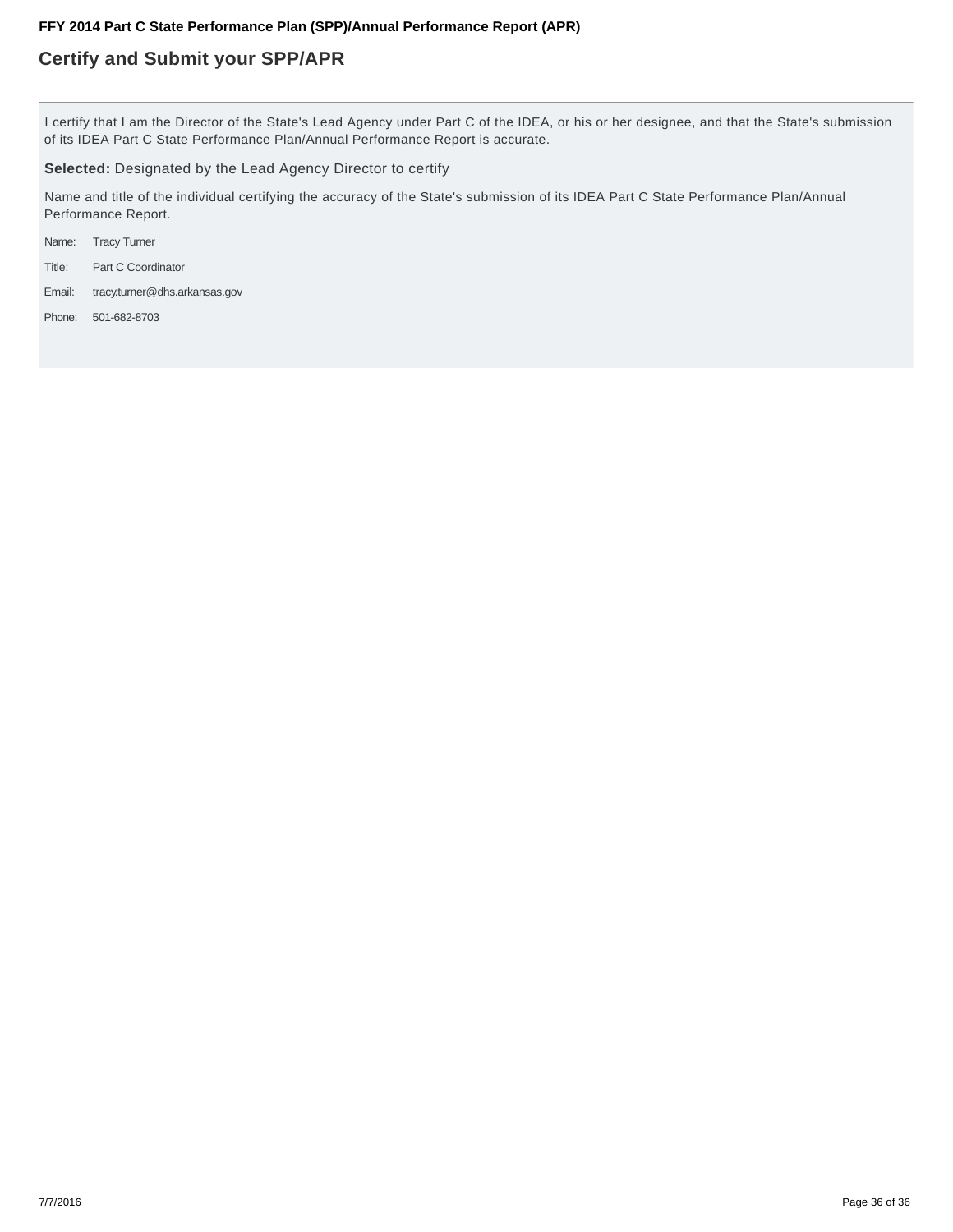## Certify and Submit your SPP/APR

I certify that I am the Director of the State's Lead Agency under Part C of the IDEA, or his or her designee, and that the State's submission of its IDEA Part C State Performance Plan/Annual Performance Report is accurate.

**Selected:** Designated by the Lead Agency Director to certify

Name and title of the individual certifying the accuracy of the State's submission of its IDEA Part C State Performance Plan/Annual Performance Report.

Name: Tracy Turner

Title: Part C Coordinator

Email: tracy.turner@dhs.arkansas.gov

Phone: 501-682-8703